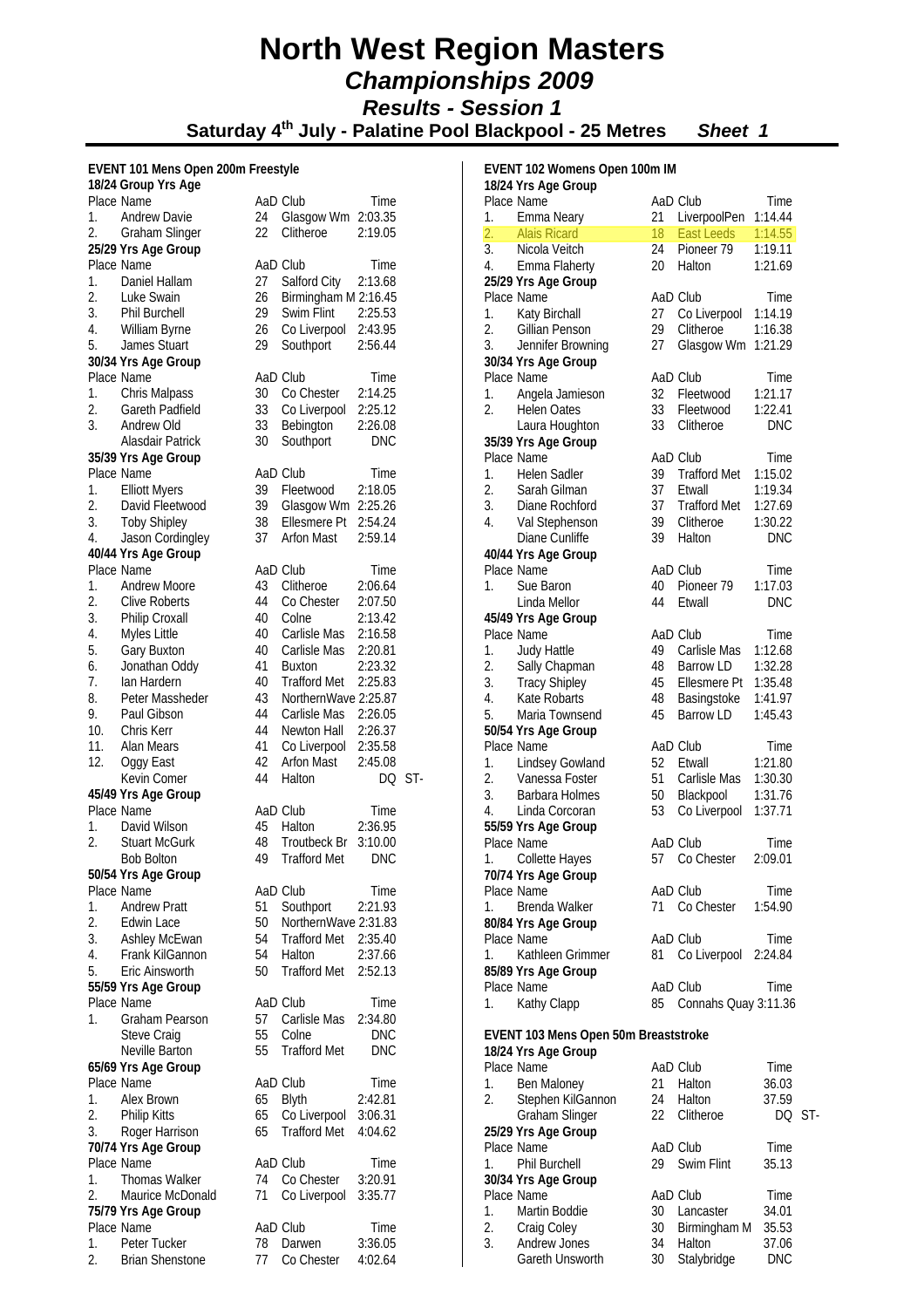# North West Region Masters

## *Championships 2009*

### *Results - Session 1*

### Saturday 4th July - Palatine Pool Blackpool - 25 Metres *Sheet 1*

**EVENT 101 Mens Open 200m Freestyle**

**18/24 Group Yrs Age**

| Place | Name | AaD | Club | Time |
|---|---|---|---|---|
| 1. | Andrew Davie | 24 | Glasgow Wm | 2:03.35 |
| 2. | Graham Slinger | 22 | Clitheroe | 2:19.05 |

**25/29 Yrs Age Group**

| Place | Name | AaD | Club | Time |
|---|---|---|---|---|
| 1. | Daniel Hallam | 27 | Salford City | 2:13.68 |
| 2. | Luke Swain | 26 | Birmingham M | 2:16.45 |
| 3. | Phil Burchell | 29 | Swim Flint | 2:25.53 |
| 4. | William Byrne | 26 | Co Liverpool | 2:43.95 |
| 5. | James Stuart | 29 | Southport | 2:56.44 |

**30/34 Yrs Age Group**

| Place | Name | AaD | Club | Time |
|---|---|---|---|---|
| 1. | Chris Malpass | 30 | Co Chester | 2:14.25 |
| 2. | Gareth Padfield | 33 | Co Liverpool | 2:25.12 |
| 3. | Andrew Old | 33 | Bebington | 2:26.08 |
| | Alasdair Patrick | 30 | Southport | DNC |

**35/39 Yrs Age Group**

| Place | Name | AaD | Club | Time |
|---|---|---|---|---|
| 1. | Elliott Myers | 39 | Fleetwood | 2:18.05 |
| 2. | David Fleetwood | 39 | Glasgow Wm | 2:25.26 |
| 3. | Toby Shipley | 38 | Ellesmere Pt | 2:54.24 |
| 4. | Jason Cordingley | 37 | Arfon Mast | 2:59.14 |

**40/44 Yrs Age Group**

| Place | Name | AaD | Club | Time |
|---|---|---|---|---|
| 1. | Andrew Moore | 43 | Clitheroe | 2:06.64 |
| 2. | Clive Roberts | 44 | Co Chester | 2:07.50 |
| 3. | Philip Croxall | 40 | Colne | 2:13.42 |
| 4. | Myles Little | 40 | Carlisle Mas | 2:16.58 |
| 5. | Gary Buxton | 40 | Carlisle Mas | 2:20.81 |
| 6. | Jonathan Oddy | 41 | Buxton | 2:23.32 |
| 7. | Ian Hardern | 40 | Trafford Met | 2:25.83 |
| 8. | Peter Massheder | 43 | NorthernWave | 2:25.87 |
| 9. | Paul Gibson | 44 | Carlisle Mas | 2:26.05 |
| 10. | Chris Kerr | 44 | Newton Hall | 2:26.37 |
| 11. | Alan Mears | 41 | Co Liverpool | 2:35.58 |
| 12. | Oggy East | 42 | Arfon Mast | 2:45.08 |
| | Kevin Comer | 44 | Halton | DQ ST- |

**45/49 Yrs Age Group**

| Place | Name | AaD | Club | Time |
|---|---|---|---|---|
| 1. | David Wilson | 45 | Halton | 2:36.95 |
| 2. | Stuart McGurk | 48 | Troutbeck Br | 3:10.00 |
| | Bob Bolton | 49 | Trafford Met | DNC |

**50/54 Yrs Age Group**

| Place | Name | AaD | Club | Time |
|---|---|---|---|---|
| 1. | Andrew Pratt | 51 | Southport | 2:21.93 |
| 2. | Edwin Lace | 50 | NorthernWave | 2:31.83 |
| 3. | Ashley McEwan | 54 | Trafford Met | 2:35.40 |
| 4. | Frank KilGannon | 54 | Halton | 2:37.66 |
| 5. | Eric Ainsworth | 50 | Trafford Met | 2:52.13 |

**55/59 Yrs Age Group**

| Place | Name | AaD | Club | Time |
|---|---|---|---|---|
| 1. | Graham Pearson | 57 | Carlisle Mas | 2:34.80 |
| | Steve Craig | 55 | Colne | DNC |
| | Neville Barton | 55 | Trafford Met | DNC |

**65/69 Yrs Age Group**

| Place | Name | AaD | Club | Time |
|---|---|---|---|---|
| 1. | Alex Brown | 65 | Blyth | 2:42.81 |
| 2. | Philip Kitts | 65 | Co Liverpool | 3:06.31 |
| 3. | Roger Harrison | 65 | Trafford Met | 4:04.62 |

**70/74 Yrs Age Group**

| Place | Name | AaD | Club | Time |
|---|---|---|---|---|
| 1. | Thomas Walker | 74 | Co Chester | 3:20.91 |
| 2. | Maurice McDonald | 71 | Co Liverpool | 3:35.77 |

**75/79 Yrs Age Group**

| Place | Name | AaD | Club | Time |
|---|---|---|---|---|
| 1. | Peter Tucker | 78 | Darwen | 3:36.05 |
| 2. | Brian Shenstone | 77 | Co Chester | 4:02.64 |

**EVENT 102 Womens Open 100m IM**

**18/24 Yrs Age Group**

| Place | Name | AaD | Club | Time |
|---|---|---|---|---|
| 1. | Emma Neary | 21 | LiverpoolPen | 1:14.44 |
| 2. | Alais Ricard | 18 | East Leeds | 1:14.55 |
| 3. | Nicola Veitch | 24 | Pioneer 79 | 1:19.11 |
| 4. | Emma Flaherty | 20 | Halton | 1:21.69 |

**25/29 Yrs Age Group**

| Place | Name | AaD | Club | Time |
|---|---|---|---|---|
| 1. | Katy Birchall | 27 | Co Liverpool | 1:14.19 |
| 2. | Gillian Penson | 29 | Clitheroe | 1:16.38 |
| 3. | Jennifer Browning | 27 | Glasgow Wm | 1:21.29 |

**30/34 Yrs Age Group**

| Place | Name | AaD | Club | Time |
|---|---|---|---|---|
| 1. | Angela Jamieson | 32 | Fleetwood | 1:21.17 |
| 2. | Helen Oates | 33 | Fleetwood | 1:22.41 |
| | Laura Houghton | 33 | Clitheroe | DNC |

**35/39 Yrs Age Group**

| Place | Name | AaD | Club | Time |
|---|---|---|---|---|
| 1. | Helen Sadler | 39 | Trafford Met | 1:15.02 |
| 2. | Sarah Gilman | 37 | Etwall | 1:19.34 |
| 3. | Diane Rochford | 37 | Trafford Met | 1:27.69 |
| 4. | Val Stephenson | 39 | Clitheroe | 1:30.22 |
| | Diane Cunliffe | 39 | Halton | DNC |

**40/44 Yrs Age Group**

| Place | Name | AaD | Club | Time |
|---|---|---|---|---|
| 1. | Sue Baron | 40 | Pioneer 79 | 1:17.03 |
| | Linda Mellor | 44 | Etwall | DNC |

**45/49 Yrs Age Group**

| Place | Name | AaD | Club | Time |
|---|---|---|---|---|
| 1. | Judy Hattle | 49 | Carlisle Mas | 1:12.68 |
| 2. | Sally Chapman | 48 | Barrow LD | 1:32.28 |
| 3. | Tracy Shipley | 45 | Ellesmere Pt | 1:35.48 |
| 4. | Kate Robarts | 48 | Basingstoke | 1:41.97 |
| 5. | Maria Townsend | 45 | Barrow LD | 1:45.43 |

**50/54 Yrs Age Group**

| Place | Name | AaD | Club | Time |
|---|---|---|---|---|
| 1. | Lindsey Gowland | 52 | Etwall | 1:21.80 |
| 2. | Vanessa Foster | 51 | Carlisle Mas | 1:30.30 |
| 3. | Barbara Holmes | 50 | Blackpool | 1:31.76 |
| 4. | Linda Corcoran | 53 | Co Liverpool | 1:37.71 |

**55/59 Yrs Age Group**

| Place | Name | AaD | Club | Time |
|---|---|---|---|---|
| 1. | Collette Hayes | 57 | Co Chester | 2:09.01 |

**70/74 Yrs Age Group**

| Place | Name | AaD | Club | Time |
|---|---|---|---|---|
| 1. | Brenda Walker | 71 | Co Chester | 1:54.90 |

**80/84 Yrs Age Group**

| Place | Name | AaD | Club | Time |
|---|---|---|---|---|
| 1. | Kathleen Grimmer | 81 | Co Liverpool | 2:24.84 |

**85/89 Yrs Age Group**

| Place | Name | AaD | Club | Time |
|---|---|---|---|---|
| 1. | Kathy Clapp | 85 | Connahs Quay | 3:11.36 |

**EVENT 103 Mens Open 50m Breaststroke**

**18/24 Yrs Age Group**

| Place | Name | AaD | Club | Time |
|---|---|---|---|---|
| 1. | Ben Maloney | 21 | Halton | 36.03 |
| 2. | Stephen KilGannon | 24 | Halton | 37.59 |
| | Graham Slinger | 22 | Clitheroe | DQ ST- |

**25/29 Yrs Age Group**

| Place | Name | AaD | Club | Time |
|---|---|---|---|---|
| 1. | Phil Burchell | 29 | Swim Flint | 35.13 |

**30/34 Yrs Age Group**

| Place | Name | AaD | Club | Time |
|---|---|---|---|---|
| 1. | Martin Boddie | 30 | Lancaster | 34.01 |
| 2. | Craig Coley | 30 | Birmingham M | 35.53 |
| 3. | Andrew Jones | 34 | Halton | 37.06 |
| | Gareth Unsworth | 30 | Stalybridge | DNC |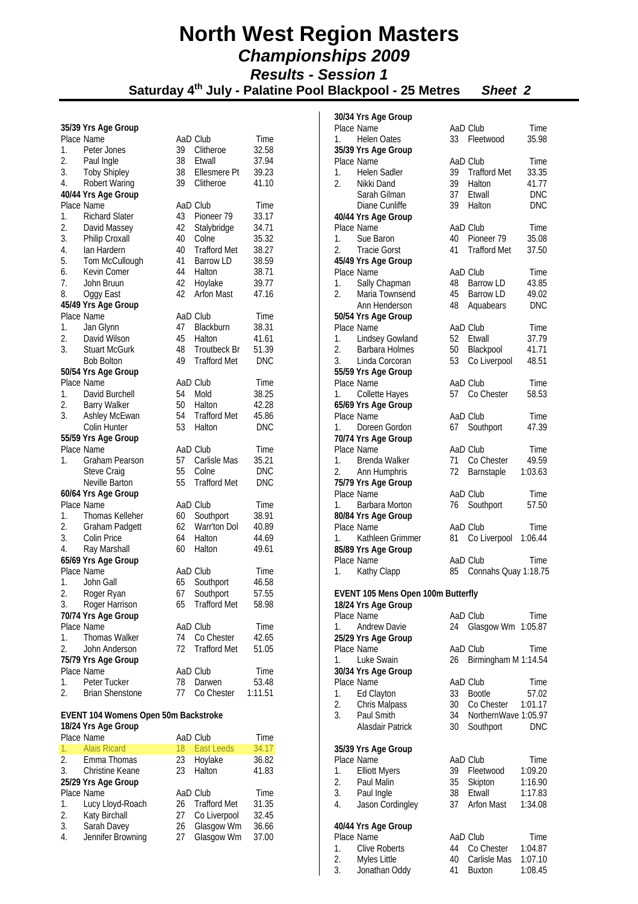# North West Region Masters

## *Championships 2009*

### *Results - Session 1*

### Saturday 4th July - Palatine Pool Blackpool - 25 Metres *Sheet 2*

**35/39 Yrs Age Group**

| Place | Name | AaD | Club | Time |
|---|---|---|---|---|
| 1. | Peter Jones | 39 | Clitheroe | 32.58 |
| 2. | Paul Ingle | 38 | Etwall | 37.94 |
| 3. | Toby Shipley | 38 | Ellesmere Pt | 39.23 |
| 4. | Robert Waring | 39 | Clitheroe | 41.10 |

**40/44 Yrs Age Group**

| Place | Name | AaD | Club | Time |
|---|---|---|---|---|
| 1. | Richard Slater | 43 | Pioneer 79 | 33.17 |
| 2. | David Massey | 42 | Stalybridge | 34.71 |
| 3. | Philip Croxall | 40 | Colne | 35.32 |
| 4. | Ian Hardern | 40 | Trafford Met | 38.27 |
| 5. | Tom McCullough | 41 | Barrow LD | 38.59 |
| 6. | Kevin Comer | 44 | Halton | 38.71 |
| 7. | John Bruun | 42 | Hoylake | 39.77 |
| 8. | Oggy East | 42 | Arfon Mast | 47.16 |

**45/49 Yrs Age Group**

| Place | Name | AaD | Club | Time |
|---|---|---|---|---|
| 1. | Jan Glynn | 47 | Blackburn | 38.31 |
| 2. | David Wilson | 45 | Halton | 41.61 |
| 3. | Stuart McGurk | 48 | Troutbeck Br | 51.39 |
| | Bob Bolton | 49 | Trafford Met | DNC |

**50/54 Yrs Age Group**

| Place | Name | AaD | Club | Time |
|---|---|---|---|---|
| 1. | David Burchell | 54 | Mold | 38.25 |
| 2. | Barry Walker | 50 | Halton | 42.28 |
| 3. | Ashley McEwan | 54 | Trafford Met | 45.86 |
| | Colin Hunter | 53 | Halton | DNC |

**55/59 Yrs Age Group**

| Place | Name | AaD | Club | Time |
|---|---|---|---|---|
| 1. | Graham Pearson | 57 | Carlisle Mas | 35.21 |
| | Steve Craig | 55 | Colne | DNC |
| | Neville Barton | 55 | Trafford Met | DNC |

**60/64 Yrs Age Group**

| Place | Name | AaD | Club | Time |
|---|---|---|---|---|
| 1. | Thomas Kelleher | 60 | Southport | 38.91 |
| 2. | Graham Padgett | 62 | Warr'ton Dol | 40.89 |
| 3. | Colin Price | 64 | Halton | 44.69 |
| 4. | Ray Marshall | 60 | Halton | 49.61 |

**65/69 Yrs Age Group**

| Place | Name | AaD | Club | Time |
|---|---|---|---|---|
| 1. | John Gall | 65 | Southport | 46.58 |
| 2. | Roger Ryan | 67 | Southport | 57.55 |
| 3. | Roger Harrison | 65 | Trafford Met | 58.98 |

**70/74 Yrs Age Group**

| Place | Name | AaD | Club | Time |
|---|---|---|---|---|
| 1. | Thomas Walker | 74 | Co Chester | 42.65 |
| 2. | John Anderson | 72 | Trafford Met | 51.05 |

**75/79 Yrs Age Group**

| Place | Name | AaD | Club | Time |
|---|---|---|---|---|
| 1. | Peter Tucker | 78 | Darwen | 53.48 |
| 2. | Brian Shenstone | 77 | Co Chester | 1:11.51 |

**EVENT 104 Womens Open 50m Backstroke**

**18/24 Yrs Age Group**

| Place | Name | AaD | Club | Time |
|---|---|---|---|---|
| 1. | Alais Ricard | 18 | East Leeds | 34.17 |
| 2. | Emma Thomas | 23 | Hoylake | 36.82 |
| 3. | Christine Keane | 23 | Halton | 41.83 |

**25/29 Yrs Age Group**

| Place | Name | AaD | Club | Time |
|---|---|---|---|---|
| 1. | Lucy Lloyd-Roach | 26 | Trafford Met | 31.35 |
| 2. | Katy Birchall | 27 | Co Liverpool | 32.45 |
| 3. | Sarah Davey | 26 | Glasgow Wm | 36.66 |
| 4. | Jennifer Browning | 27 | Glasgow Wm | 37.00 |

**30/34 Yrs Age Group**

| Place | Name | AaD | Club | Time |
|---|---|---|---|---|
| 1. | Helen Oates | 33 | Fleetwood | 35.98 |

**35/39 Yrs Age Group**

| Place | Name | AaD | Club | Time |
|---|---|---|---|---|
| 1. | Helen Sadler | 39 | Trafford Met | 33.35 |
| 2. | Nikki Dand | 39 | Halton | 41.77 |
| | Sarah Gilman | 37 | Etwall | DNC |
| | Diane Cunliffe | 39 | Halton | DNC |

**40/44 Yrs Age Group**

| Place | Name | AaD | Club | Time |
|---|---|---|---|---|
| 1. | Sue Baron | 40 | Pioneer 79 | 35.08 |
| 2. | Tracie Gorst | 41 | Trafford Met | 37.50 |

**45/49 Yrs Age Group**

| Place | Name | AaD | Club | Time |
|---|---|---|---|---|
| 1. | Sally Chapman | 48 | Barrow LD | 43.85 |
| 2. | Maria Townsend | 45 | Barrow LD | 49.02 |
| | Ann Henderson | 48 | Aquabears | DNC |

**50/54 Yrs Age Group**

| Place | Name | AaD | Club | Time |
|---|---|---|---|---|
| 1. | Lindsey Gowland | 52 | Etwall | 37.79 |
| 2. | Barbara Holmes | 50 | Blackpool | 41.71 |
| 3. | Linda Corcoran | 53 | Co Liverpool | 48.51 |

**55/59 Yrs Age Group**

| Place | Name | AaD | Club | Time |
|---|---|---|---|---|
| 1. | Collette Hayes | 57 | Co Chester | 58.53 |

**65/69 Yrs Age Group**

| Place | Name | AaD | Club | Time |
|---|---|---|---|---|
| 1. | Doreen Gordon | 67 | Southport | 47.39 |

**70/74 Yrs Age Group**

| Place | Name | AaD | Club | Time |
|---|---|---|---|---|
| 1. | Brenda Walker | 71 | Co Chester | 49.59 |
| 2. | Ann Humphris | 72 | Barnstaple | 1:03.63 |

**75/79 Yrs Age Group**

| Place | Name | AaD | Club | Time |
|---|---|---|---|---|
| 1. | Barbara Morton | 76 | Southport | 57.50 |

**80/84 Yrs Age Group**

| Place | Name | AaD | Club | Time |
|---|---|---|---|---|
| 1. | Kathleen Grimmer | 81 | Co Liverpool | 1:06.44 |

**85/89 Yrs Age Group**

| Place | Name | AaD | Club | Time |
|---|---|---|---|---|
| 1. | Kathy Clapp | 85 | Connahs Quay | 1:18.75 |

**EVENT 105 Mens Open 100m Butterfly**

**18/24 Yrs Age Group**

| Place | Name | AaD | Club | Time |
|---|---|---|---|---|
| 1. | Andrew Davie | 24 | Glasgow Wm | 1:05.87 |

**25/29 Yrs Age Group**

| Place | Name | AaD | Club | Time |
|---|---|---|---|---|
| 1. | Luke Swain | 26 | Birmingham M | 1:14.54 |

**30/34 Yrs Age Group**

| Place | Name | AaD | Club | Time |
|---|---|---|---|---|
| 1. | Ed Clayton | 33 | Bootle | 57.02 |
| 2. | Chris Malpass | 30 | Co Chester | 1:01.17 |
| 3. | Paul Smith | 34 | NorthernWave | 1:05.97 |
| | Alasdair Patrick | 30 | Southport | DNC |

**35/39 Yrs Age Group**

| Place | Name | AaD | Club | Time |
|---|---|---|---|---|
| 1. | Elliott Myers | 39 | Fleetwood | 1:09.20 |
| 2. | Paul Malin | 35 | Skipton | 1:16.90 |
| 3. | Paul Ingle | 38 | Etwall | 1:17.83 |
| 4. | Jason Cordingley | 37 | Arfon Mast | 1:34.08 |

**40/44 Yrs Age Group**

| Place | Name | AaD | Club | Time |
|---|---|---|---|---|
| 1. | Clive Roberts | 44 | Co Chester | 1:04.87 |
| 2. | Myles Little | 40 | Carlisle Mas | 1:07.10 |
| 3. | Jonathan Oddy | 41 | Buxton | 1:08.45 |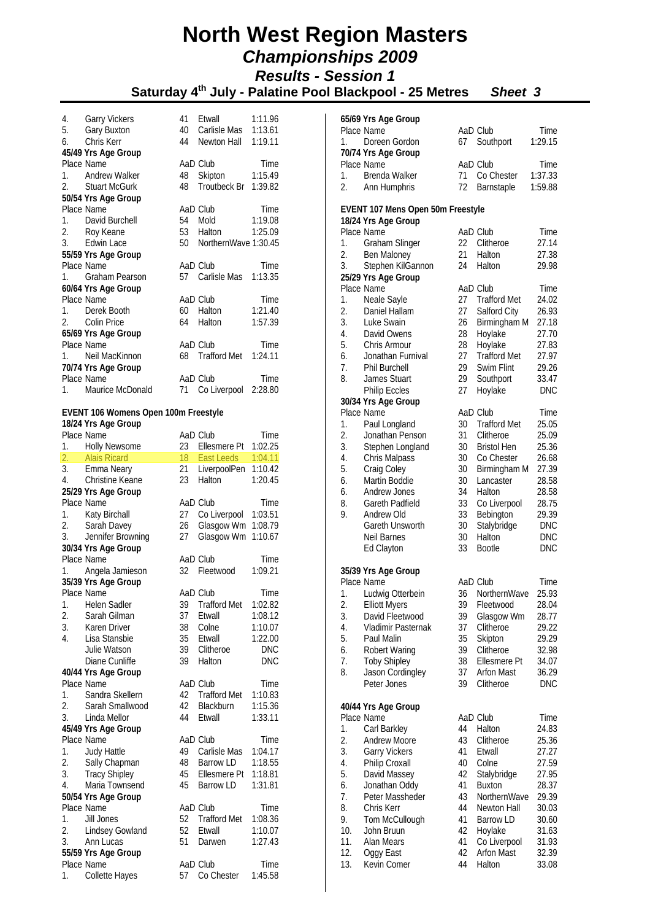# North West Region Masters

## *Championships 2009*

### *Results - Session 1*

### Saturday 4th July - Palatine Pool Blackpool - 25 Metres *Sheet 3*

| Place | Name | AaD | Club | Time |
|---|---|---|---|---|
| 4. | Garry Vickers | 41 | Etwall | 1:11.96 |
| 5. | Gary Buxton | 40 | Carlisle Mas | 1:13.61 |
| 6. | Chris Kerr | 44 | Newton Hall | 1:19.11 |

**45/49 Yrs Age Group**

| Place | Name | AaD | Club | Time |
|---|---|---|---|---|
| 1. | Andrew Walker | 48 | Skipton | 1:15.49 |
| 2. | Stuart McGurk | 48 | Troutbeck Br | 1:39.82 |

**50/54 Yrs Age Group**

| Place | Name | AaD | Club | Time |
|---|---|---|---|---|
| 1. | David Burchell | 54 | Mold | 1:19.08 |
| 2. | Roy Keane | 53 | Halton | 1:25.09 |
| 3. | Edwin Lace | 50 | NorthernWave | 1:30.45 |

**55/59 Yrs Age Group**

| Place | Name | AaD | Club | Time |
|---|---|---|---|---|
| 1. | Graham Pearson | 57 | Carlisle Mas | 1:13.35 |

**60/64 Yrs Age Group**

| Place | Name | AaD | Club | Time |
|---|---|---|---|---|
| 1. | Derek Booth | 60 | Halton | 1:21.40 |
| 2. | Colin Price | 64 | Halton | 1:57.39 |

**65/69 Yrs Age Group**

| Place | Name | AaD | Club | Time |
|---|---|---|---|---|
| 1. | Neil MacKinnon | 68 | Trafford Met | 1:24.11 |

**70/74 Yrs Age Group**

| Place | Name | AaD | Club | Time |
|---|---|---|---|---|
| 1. | Maurice McDonald | 71 | Co Liverpool | 2:28.80 |

**EVENT 106 Womens Open 100m Freestyle**

**18/24 Yrs Age Group**

| Place | Name | AaD | Club | Time |
|---|---|---|---|---|
| 1. | Holly Newsome | 23 | Ellesmere Pt | 1:02.25 |
| 2. | Alais Ricard | 18 | East Leeds | 1:04.11 |
| 3. | Emma Neary | 21 | LiverpoolPen | 1:10.42 |
| 4. | Christine Keane | 23 | Halton | 1:20.45 |

**25/29 Yrs Age Group**

| Place | Name | AaD | Club | Time |
|---|---|---|---|---|
| 1. | Katy Birchall | 27 | Co Liverpool | 1:03.51 |
| 2. | Sarah Davey | 26 | Glasgow Wm | 1:08.79 |
| 3. | Jennifer Browning | 27 | Glasgow Wm | 1:10.67 |

**30/34 Yrs Age Group**

| Place | Name | AaD | Club | Time |
|---|---|---|---|---|
| 1. | Angela Jamieson | 32 | Fleetwood | 1:09.21 |

**35/39 Yrs Age Group**

| Place | Name | AaD | Club | Time |
|---|---|---|---|---|
| 1. | Helen Sadler | 39 | Trafford Met | 1:02.82 |
| 2. | Sarah Gilman | 37 | Etwall | 1:08.12 |
| 3. | Karen Driver | 38 | Colne | 1:10.07 |
| 4. | Lisa Stansbie | 35 | Etwall | 1:22.00 |
| | Julie Watson | 39 | Clitheroe | DNC |
| | Diane Cunliffe | 39 | Halton | DNC |

**40/44 Yrs Age Group**

| Place | Name | AaD | Club | Time |
|---|---|---|---|---|
| 1. | Sandra Skellern | 42 | Trafford Met | 1:10.83 |
| 2. | Sarah Smallwood | 42 | Blackburn | 1:15.36 |
| 3. | Linda Mellor | 44 | Etwall | 1:33.11 |

**45/49 Yrs Age Group**

| Place | Name | AaD | Club | Time |
|---|---|---|---|---|
| 1. | Judy Hattle | 49 | Carlisle Mas | 1:04.17 |
| 2. | Sally Chapman | 48 | Barrow LD | 1:18.55 |
| 3. | Tracy Shipley | 45 | Ellesmere Pt | 1:18.81 |
| 4. | Maria Townsend | 45 | Barrow LD | 1:31.81 |

**50/54 Yrs Age Group**

| Place | Name | AaD | Club | Time |
|---|---|---|---|---|
| 1. | Jill Jones | 52 | Trafford Met | 1:08.36 |
| 2. | Lindsey Gowland | 52 | Etwall | 1:10.07 |
| 3. | Ann Lucas | 51 | Darwen | 1:27.43 |

**55/59 Yrs Age Group**

| Place | Name | AaD | Club | Time |
|---|---|---|---|---|
| 1. | Collette Hayes | 57 | Co Chester | 1:45.58 |

**65/69 Yrs Age Group**

| Place | Name | AaD | Club | Time |
|---|---|---|---|---|
| 1. | Doreen Gordon | 67 | Southport | 1:29.15 |

**70/74 Yrs Age Group**

| Place | Name | AaD | Club | Time |
|---|---|---|---|---|
| 1. | Brenda Walker | 71 | Co Chester | 1:37.33 |
| 2. | Ann Humphris | 72 | Barnstaple | 1:59.88 |

**EVENT 107 Mens Open 50m Freestyle**

**18/24 Yrs Age Group**

| Place | Name | AaD | Club | Time |
|---|---|---|---|---|
| 1. | Graham Slinger | 22 | Clitheroe | 27.14 |
| 2. | Ben Maloney | 21 | Halton | 27.38 |
| 3. | Stephen KilGannon | 24 | Halton | 29.98 |

**25/29 Yrs Age Group**

| Place | Name | AaD | Club | Time |
|---|---|---|---|---|
| 1. | Neale Sayle | 27 | Trafford Met | 24.02 |
| 2. | Daniel Hallam | 27 | Salford City | 26.93 |
| 3. | Luke Swain | 26 | Birmingham M | 27.18 |
| 4. | David Owens | 28 | Hoylake | 27.70 |
| 5. | Chris Armour | 28 | Hoylake | 27.83 |
| 6. | Jonathan Furnival | 27 | Trafford Met | 27.97 |
| 7. | Phil Burchell | 29 | Swim Flint | 29.26 |
| 8. | James Stuart | 29 | Southport | 33.47 |
| | Philip Eccles | 27 | Hoylake | DNC |

**30/34 Yrs Age Group**

| Place | Name | AaD | Club | Time |
|---|---|---|---|---|
| 1. | Paul Longland | 30 | Trafford Met | 25.05 |
| 2. | Jonathan Penson | 31 | Clitheroe | 25.09 |
| 3. | Stephen Longland | 30 | Bristol Hen | 25.36 |
| 4. | Chris Malpass | 30 | Co Chester | 26.68 |
| 5. | Craig Coley | 30 | Birmingham M | 27.39 |
| 6. | Martin Boddie | 30 | Lancaster | 28.58 |
| 6. | Andrew Jones | 34 | Halton | 28.58 |
| 8. | Gareth Padfield | 33 | Co Liverpool | 28.75 |
| 9. | Andrew Old | 33 | Bebington | 29.39 |
| | Gareth Unsworth | 30 | Stalybridge | DNC |
| | Neil Barnes | 30 | Halton | DNC |
| | Ed Clayton | 33 | Bootle | DNC |

**35/39 Yrs Age Group**

| Place | Name | AaD | Club | Time |
|---|---|---|---|---|
| 1. | Ludwig Otterbein | 36 | NorthernWave | 25.93 |
| 2. | Elliott Myers | 39 | Fleetwood | 28.04 |
| 3. | David Fleetwood | 39 | Glasgow Wm | 28.77 |
| 4. | Vladimir Pasternak | 37 | Clitheroe | 29.22 |
| 5. | Paul Malin | 35 | Skipton | 29.29 |
| 6. | Robert Waring | 39 | Clitheroe | 32.98 |
| 7. | Toby Shipley | 38 | Ellesmere Pt | 34.07 |
| 8. | Jason Cordingley | 37 | Arfon Mast | 36.29 |
| | Peter Jones | 39 | Clitheroe | DNC |

**40/44 Yrs Age Group**

| Place | Name | AaD | Club | Time |
|---|---|---|---|---|
| 1. | Carl Barkley | 44 | Halton | 24.83 |
| 2. | Andrew Moore | 43 | Clitheroe | 25.36 |
| 3. | Garry Vickers | 41 | Etwall | 27.27 |
| 4. | Philip Croxall | 40 | Colne | 27.59 |
| 5. | David Massey | 42 | Stalybridge | 27.95 |
| 6. | Jonathan Oddy | 41 | Buxton | 28.37 |
| 7. | Peter Massheder | 43 | NorthernWave | 29.39 |
| 8. | Chris Kerr | 44 | Newton Hall | 30.03 |
| 9. | Tom McCullough | 41 | Barrow LD | 30.60 |
| 10. | John Bruun | 42 | Hoylake | 31.63 |
| 11. | Alan Mears | 41 | Co Liverpool | 31.93 |
| 12. | Oggy East | 42 | Arfon Mast | 32.39 |
| 13. | Kevin Comer | 44 | Halton | 33.08 |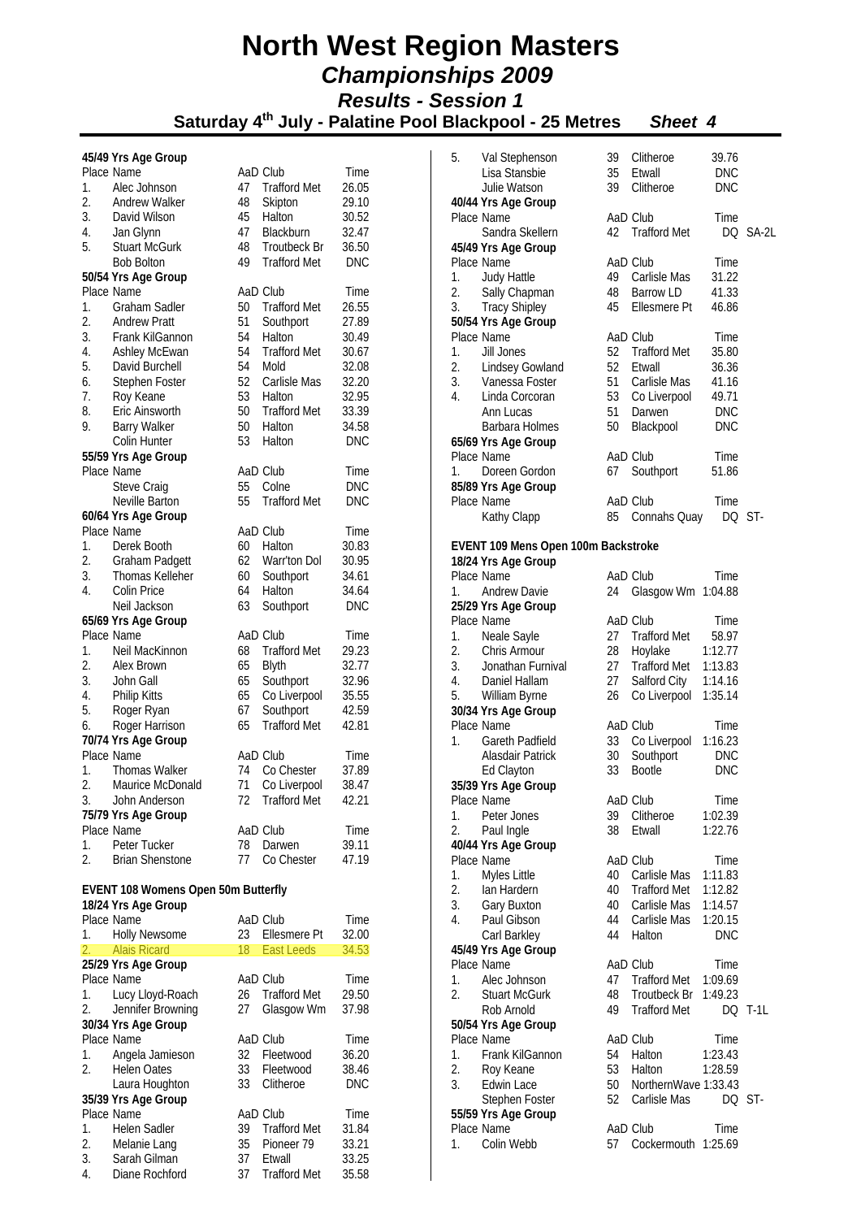# North West Region Masters

## *Championships 2009*

### *Results - Session 1*

### Saturday 4th July - Palatine Pool Blackpool - 25 Metres *Sheet 4*

**45/49 Yrs Age Group**

| Place | Name | AaD | Club | Time |
|---|---|---|---|---|
| 1. | Alec Johnson | 47 | Trafford Met | 26.05 |
| 2. | Andrew Walker | 48 | Skipton | 29.10 |
| 3. | David Wilson | 45 | Halton | 30.52 |
| 4. | Jan Glynn | 47 | Blackburn | 32.47 |
| 5. | Stuart McGurk | 48 | Troutbeck Br | 36.50 |
| | Bob Bolton | 49 | Trafford Met | DNC |

**50/54 Yrs Age Group**

| Place | Name | AaD | Club | Time |
|---|---|---|---|---|
| 1. | Graham Sadler | 50 | Trafford Met | 26.55 |
| 2. | Andrew Pratt | 51 | Southport | 27.89 |
| 3. | Frank KilGannon | 54 | Halton | 30.49 |
| 4. | Ashley McEwan | 54 | Trafford Met | 30.67 |
| 5. | David Burchell | 54 | Mold | 32.08 |
| 6. | Stephen Foster | 52 | Carlisle Mas | 32.20 |
| 7. | Roy Keane | 53 | Halton | 32.95 |
| 8. | Eric Ainsworth | 50 | Trafford Met | 33.39 |
| 9. | Barry Walker | 50 | Halton | 34.58 |
| | Colin Hunter | 53 | Halton | DNC |

**55/59 Yrs Age Group**

| Place | Name | AaD | Club | Time |
|---|---|---|---|---|
| | Steve Craig | 55 | Colne | DNC |
| | Neville Barton | 55 | Trafford Met | DNC |

**60/64 Yrs Age Group**

| Place | Name | AaD | Club | Time |
|---|---|---|---|---|
| 1. | Derek Booth | 60 | Halton | 30.83 |
| 2. | Graham Padgett | 62 | Warr'ton Dol | 30.95 |
| 3. | Thomas Kelleher | 60 | Southport | 34.61 |
| 4. | Colin Price | 64 | Halton | 34.64 |
| | Neil Jackson | 63 | Southport | DNC |

**65/69 Yrs Age Group**

| Place | Name | AaD | Club | Time |
|---|---|---|---|---|
| 1. | Neil MacKinnon | 68 | Trafford Met | 29.23 |
| 2. | Alex Brown | 65 | Blyth | 32.77 |
| 3. | John Gall | 65 | Southport | 32.96 |
| 4. | Philip Kitts | 65 | Co Liverpool | 35.55 |
| 5. | Roger Ryan | 67 | Southport | 42.59 |
| 6. | Roger Harrison | 65 | Trafford Met | 42.81 |

**70/74 Yrs Age Group**

| Place | Name | AaD | Club | Time |
|---|---|---|---|---|
| 1. | Thomas Walker | 74 | Co Chester | 37.89 |
| 2. | Maurice McDonald | 71 | Co Liverpool | 38.47 |
| 3. | John Anderson | 72 | Trafford Met | 42.21 |

**75/79 Yrs Age Group**

| Place | Name | AaD | Club | Time |
|---|---|---|---|---|
| 1. | Peter Tucker | 78 | Darwen | 39.11 |
| 2. | Brian Shenstone | 77 | Co Chester | 47.19 |

**EVENT 108 Womens Open 50m Butterfly**

**18/24 Yrs Age Group**

| Place | Name | AaD | Club | Time |
|---|---|---|---|---|
| 1. | Holly Newsome | 23 | Ellesmere Pt | 32.00 |
| 2. | Alais Ricard | 18 | East Leeds | 34.53 |

**25/29 Yrs Age Group**

| Place | Name | AaD | Club | Time |
|---|---|---|---|---|
| 1. | Lucy Lloyd-Roach | 26 | Trafford Met | 29.50 |
| 2. | Jennifer Browning | 27 | Glasgow Wm | 37.98 |

**30/34 Yrs Age Group**

| Place | Name | AaD | Club | Time |
|---|---|---|---|---|
| 1. | Angela Jamieson | 32 | Fleetwood | 36.20 |
| 2. | Helen Oates | 33 | Fleetwood | 38.46 |
| | Laura Houghton | 33 | Clitheroe | DNC |

**35/39 Yrs Age Group**

| Place | Name | AaD | Club | Time |
|---|---|---|---|---|
| 1. | Helen Sadler | 39 | Trafford Met | 31.84 |
| 2. | Melanie Lang | 35 | Pioneer 79 | 33.21 |
| 3. | Sarah Gilman | 37 | Etwall | 33.25 |
| 4. | Diane Rochford | 37 | Trafford Met | 35.58 |
| 5. | Val Stephenson | 39 | Clitheroe | 39.76 |
| | Lisa Stansbie | 35 | Etwall | DNC |
| | Julie Watson | 39 | Clitheroe | DNC |

**40/44 Yrs Age Group**

| Place | Name | AaD | Club | Time |
|---|---|---|---|---|
| | Sandra Skellern | 42 | Trafford Met | DQ SA-2L |

**45/49 Yrs Age Group**

| Place | Name | AaD | Club | Time |
|---|---|---|---|---|
| 1. | Judy Hattle | 49 | Carlisle Mas | 31.22 |
| 2. | Sally Chapman | 48 | Barrow LD | 41.33 |
| 3. | Tracy Shipley | 45 | Ellesmere Pt | 46.86 |

**50/54 Yrs Age Group**

| Place | Name | AaD | Club | Time |
|---|---|---|---|---|
| 1. | Jill Jones | 52 | Trafford Met | 35.80 |
| 2. | Lindsey Gowland | 52 | Etwall | 36.36 |
| 3. | Vanessa Foster | 51 | Carlisle Mas | 41.16 |
| 4. | Linda Corcoran | 53 | Co Liverpool | 49.71 |
| | Ann Lucas | 51 | Darwen | DNC |
| | Barbara Holmes | 50 | Blackpool | DNC |

**65/69 Yrs Age Group**

| Place | Name | AaD | Club | Time |
|---|---|---|---|---|
| 1. | Doreen Gordon | 67 | Southport | 51.86 |

**85/89 Yrs Age Group**

| Place | Name | AaD | Club | Time |
|---|---|---|---|---|
| | Kathy Clapp | 85 | Connahs Quay | DQ ST- |

**EVENT 109 Mens Open 100m Backstroke**

**18/24 Yrs Age Group**

| Place | Name | AaD | Club | Time |
|---|---|---|---|---|
| 1. | Andrew Davie | 24 | Glasgow Wm | 1:04.88 |

**25/29 Yrs Age Group**

| Place | Name | AaD | Club | Time |
|---|---|---|---|---|
| 1. | Neale Sayle | 27 | Trafford Met | 58.97 |
| 2. | Chris Armour | 28 | Hoylake | 1:12.77 |
| 3. | Jonathan Furnival | 27 | Trafford Met | 1:13.83 |
| 4. | Daniel Hallam | 27 | Salford City | 1:14.16 |
| 5. | William Byrne | 26 | Co Liverpool | 1:35.14 |

**30/34 Yrs Age Group**

| Place | Name | AaD | Club | Time |
|---|---|---|---|---|
| 1. | Gareth Padfield | 33 | Co Liverpool | 1:16.23 |
| | Alasdair Patrick | 30 | Southport | DNC |
| | Ed Clayton | 33 | Bootle | DNC |

**35/39 Yrs Age Group**

| Place | Name | AaD | Club | Time |
|---|---|---|---|---|
| 1. | Peter Jones | 39 | Clitheroe | 1:02.39 |
| 2. | Paul Ingle | 38 | Etwall | 1:22.76 |

**40/44 Yrs Age Group**

| Place | Name | AaD | Club | Time |
|---|---|---|---|---|
| 1. | Myles Little | 40 | Carlisle Mas | 1:11.83 |
| 2. | Ian Hardern | 40 | Trafford Met | 1:12.82 |
| 3. | Gary Buxton | 40 | Carlisle Mas | 1:14.57 |
| 4. | Paul Gibson | 44 | Carlisle Mas | 1:20.15 |
| | Carl Barkley | 44 | Halton | DNC |

**45/49 Yrs Age Group**

| Place | Name | AaD | Club | Time |
|---|---|---|---|---|
| 1. | Alec Johnson | 47 | Trafford Met | 1:09.69 |
| 2. | Stuart McGurk | 48 | Troutbeck Br | 1:49.23 |
| | Rob Arnold | 49 | Trafford Met | DQ T-1L |

**50/54 Yrs Age Group**

| Place | Name | AaD | Club | Time |
|---|---|---|---|---|
| 1. | Frank KilGannon | 54 | Halton | 1:23.43 |
| 2. | Roy Keane | 53 | Halton | 1:28.59 |
| 3. | Edwin Lace | 50 | NorthernWave | 1:33.43 |
| | Stephen Foster | 52 | Carlisle Mas | DQ ST- |

**55/59 Yrs Age Group**

| Place | Name | AaD | Club | Time |
|---|---|---|---|---|
| 1. | Colin Webb | 57 | Cockermouth | 1:25.69 |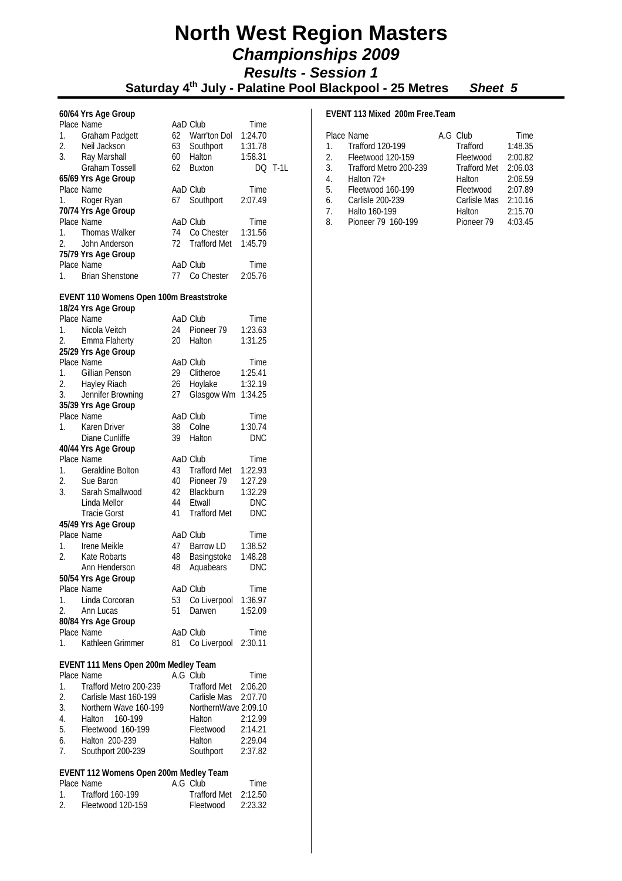# North West Region Masters

## *Championships 2009*

### *Results - Session 1*

### Saturday 4th July - Palatine Pool Blackpool - 25 Metres *Sheet 5*

**60/64 Yrs Age Group**

| Place | Name | AaD | Club | Time | |
|---|---|---|---|---|---|
| 1. | Graham Padgett | 62 | Warr'ton Dol | 1:24.70 | |
| 2. | Neil Jackson | 63 | Southport | 1:31.78 | |
| 3. | Ray Marshall | 60 | Halton | 1:58.31 | |
| | Graham Tossell | 62 | Buxton | DQ | T-1L |

**65/69 Yrs Age Group**

| Place | Name | AaD | Club | Time |
|---|---|---|---|---|
| 1. | Roger Ryan | 67 | Southport | 2:07.49 |

**70/74 Yrs Age Group**

| Place | Name | AaD | Club | Time |
|---|---|---|---|---|
| 1. | Thomas Walker | 74 | Co Chester | 1:31.56 |
| 2. | John Anderson | 72 | Trafford Met | 1:45.79 |

**75/79 Yrs Age Group**

| Place | Name | AaD | Club | Time |
|---|---|---|---|---|
| 1. | Brian Shenstone | 77 | Co Chester | 2:05.76 |

**EVENT 110 Womens Open 100m Breaststroke**

**18/24 Yrs Age Group**

| Place | Name | AaD | Club | Time |
|---|---|---|---|---|
| 1. | Nicola Veitch | 24 | Pioneer 79 | 1:23.63 |
| 2. | Emma Flaherty | 20 | Halton | 1:31.25 |

**25/29 Yrs Age Group**

| Place | Name | AaD | Club | Time |
|---|---|---|---|---|
| 1. | Gillian Penson | 29 | Clitheroe | 1:25.41 |
| 2. | Hayley Riach | 26 | Hoylake | 1:32.19 |
| 3. | Jennifer Browning | 27 | Glasgow Wm | 1:34.25 |

**35/39 Yrs Age Group**

| Place | Name | AaD | Club | Time |
|---|---|---|---|---|
| 1. | Karen Driver | 38 | Colne | 1:30.74 |
| | Diane Cunliffe | 39 | Halton | DNC |

**40/44 Yrs Age Group**

| Place | Name | AaD | Club | Time |
|---|---|---|---|---|
| 1. | Geraldine Bolton | 43 | Trafford Met | 1:22.93 |
| 2. | Sue Baron | 40 | Pioneer 79 | 1:27.29 |
| 3. | Sarah Smallwood | 42 | Blackburn | 1:32.29 |
| | Linda Mellor | 44 | Etwall | DNC |
| | Tracie Gorst | 41 | Trafford Met | DNC |

**45/49 Yrs Age Group**

| Place | Name | AaD | Club | Time |
|---|---|---|---|---|
| 1. | Irene Meikle | 47 | Barrow LD | 1:38.52 |
| 2. | Kate Robarts | 48 | Basingstoke | 1:48.28 |
| | Ann Henderson | 48 | Aquabears | DNC |

**50/54 Yrs Age Group**

| Place | Name | AaD | Club | Time |
|---|---|---|---|---|
| 1. | Linda Corcoran | 53 | Co Liverpool | 1:36.97 |
| 2. | Ann Lucas | 51 | Darwen | 1:52.09 |

**80/84 Yrs Age Group**

| Place | Name | AaD | Club | Time |
|---|---|---|---|---|
| 1. | Kathleen Grimmer | 81 | Co Liverpool | 2:30.11 |

**EVENT 111 Mens Open 200m Medley Team**

| Place | Name | A.G | Club | Time |
|---|---|---|---|---|
| 1. | Trafford Metro 200-239 | | Trafford Met | 2:06.20 |
| 2. | Carlisle Mast 160-199 | | Carlisle Mas | 2:07.70 |
| 3. | Northern Wave 160-199 | | NorthernWave | 2:09.10 |
| 4. | Halton 160-199 | | Halton | 2:12.99 |
| 5. | Fleetwood 160-199 | | Fleetwood | 2:14.21 |
| 6. | Halton 200-239 | | Halton | 2:29.04 |
| 7. | Southport 200-239 | | Southport | 2:37.82 |

**EVENT 112 Womens Open 200m Medley Team**

| Place | Name | A.G | Club | Time |
|---|---|---|---|---|
| 1. | Trafford 160-199 | | Trafford Met | 2:12.50 |
| 2. | Fleetwood 120-159 | | Fleetwood | 2:23.32 |

**EVENT 113 Mixed 200m Free.Team**

| Place | Name | A.G | Club | Time |
|---|---|---|---|---|
| 1. | Trafford 120-199 | | Trafford | 1:48.35 |
| 2. | Fleetwood 120-159 | | Fleetwood | 2:00.82 |
| 3. | Trafford Metro 200-239 | | Trafford Met | 2:06.03 |
| 4. | Halton 72+ | | Halton | 2:06.59 |
| 5. | Fleetwood 160-199 | | Fleetwood | 2:07.89 |
| 6. | Carlisle 200-239 | | Carlisle Mas | 2:10.16 |
| 7. | Halto 160-199 | | Halton | 2:15.70 |
| 8. | Pioneer 79 160-199 | | Pioneer 79 | 4:03.45 |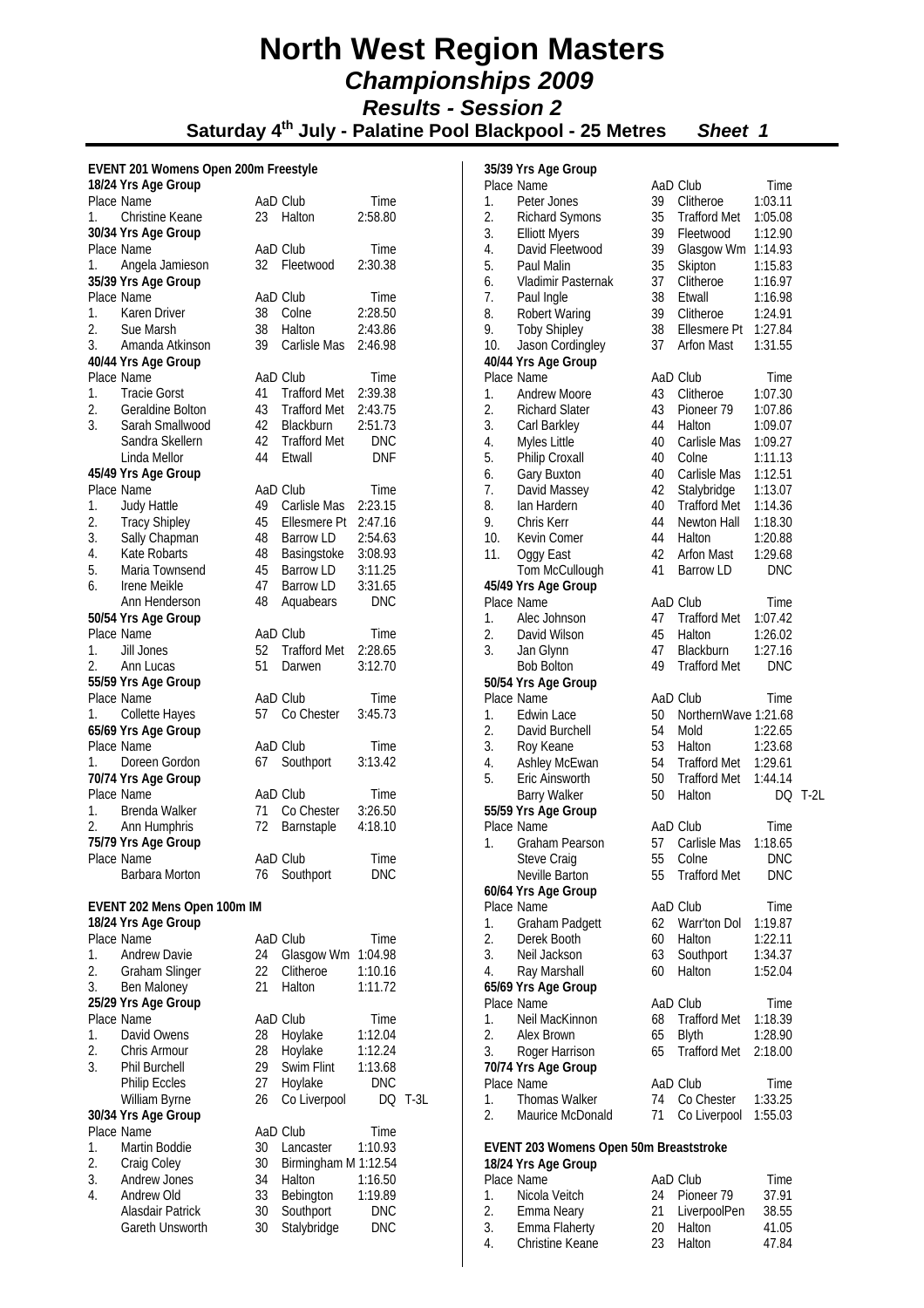# North West Region Masters

## *Championships 2009*

### *Results - Session 2*

**Saturday 4th July - Palatine Pool Blackpool - 25 Metres** ***Sheet 1***

**EVENT 201 Womens Open 200m Freestyle**

**18/24 Yrs Age Group**

| Place | Name | AaD | Club | Time |
|---|---|---|---|---|
| 1. | Christine Keane | 23 | Halton | 2:58.80 |

**30/34 Yrs Age Group**

| Place | Name | AaD | Club | Time |
|---|---|---|---|---|
| 1. | Angela Jamieson | 32 | Fleetwood | 2:30.38 |

**35/39 Yrs Age Group**

| Place | Name | AaD | Club | Time |
|---|---|---|---|---|
| 1. | Karen Driver | 38 | Colne | 2:28.50 |
| 2. | Sue Marsh | 38 | Halton | 2:43.86 |
| 3. | Amanda Atkinson | 39 | Carlisle Mas | 2:46.98 |

**40/44 Yrs Age Group**

| Place | Name | AaD | Club | Time |
|---|---|---|---|---|
| 1. | Tracie Gorst | 41 | Trafford Met | 2:39.38 |
| 2. | Geraldine Bolton | 43 | Trafford Met | 2:43.75 |
| 3. | Sarah Smallwood | 42 | Blackburn | 2:51.73 |
| | Sandra Skellern | 42 | Trafford Met | DNC |
| | Linda Mellor | 44 | Etwall | DNF |

**45/49 Yrs Age Group**

| Place | Name | AaD | Club | Time |
|---|---|---|---|---|
| 1. | Judy Hattle | 49 | Carlisle Mas | 2:23.15 |
| 2. | Tracy Shipley | 45 | Ellesmere Pt | 2:47.16 |
| 3. | Sally Chapman | 48 | Barrow LD | 2:54.63 |
| 4. | Kate Robarts | 48 | Basingstoke | 3:08.93 |
| 5. | Maria Townsend | 45 | Barrow LD | 3:11.25 |
| 6. | Irene Meikle | 47 | Barrow LD | 3:31.65 |
| | Ann Henderson | 48 | Aquabears | DNC |

**50/54 Yrs Age Group**

| Place | Name | AaD | Club | Time |
|---|---|---|---|---|
| 1. | Jill Jones | 52 | Trafford Met | 2:28.65 |
| 2. | Ann Lucas | 51 | Darwen | 3:12.70 |

**55/59 Yrs Age Group**

| Place | Name | AaD | Club | Time |
|---|---|---|---|---|
| 1. | Collette Hayes | 57 | Co Chester | 3:45.73 |

**65/69 Yrs Age Group**

| Place | Name | AaD | Club | Time |
|---|---|---|---|---|
| 1. | Doreen Gordon | 67 | Southport | 3:13.42 |

**70/74 Yrs Age Group**

| Place | Name | AaD | Club | Time |
|---|---|---|---|---|
| 1. | Brenda Walker | 71 | Co Chester | 3:26.50 |
| 2. | Ann Humphris | 72 | Barnstaple | 4:18.10 |

**75/79 Yrs Age Group**

| Place | Name | AaD | Club | Time |
|---|---|---|---|---|
| | Barbara Morton | 76 | Southport | DNC |

**EVENT 202 Mens Open 100m IM**

**18/24 Yrs Age Group**

| Place | Name | AaD | Club | Time |
|---|---|---|---|---|
| 1. | Andrew Davie | 24 | Glasgow Wm | 1:04.98 |
| 2. | Graham Slinger | 22 | Clitheroe | 1:10.16 |
| 3. | Ben Maloney | 21 | Halton | 1:11.72 |

**25/29 Yrs Age Group**

| Place | Name | AaD | Club | Time |
|---|---|---|---|---|
| 1. | David Owens | 28 | Hoylake | 1:12.04 |
| 2. | Chris Armour | 28 | Hoylake | 1:12.24 |
| 3. | Phil Burchell | 29 | Swim Flint | 1:13.68 |
| | Philip Eccles | 27 | Hoylake | DNC |
| | William Byrne | 26 | Co Liverpool | DQ T-3L |

**30/34 Yrs Age Group**

| Place | Name | AaD | Club | Time |
|---|---|---|---|---|
| 1. | Martin Boddie | 30 | Lancaster | 1:10.93 |
| 2. | Craig Coley | 30 | Birmingham M | 1:12.54 |
| 3. | Andrew Jones | 34 | Halton | 1:16.50 |
| 4. | Andrew Old | 33 | Bebington | 1:19.89 |
| | Alasdair Patrick | 30 | Southport | DNC |
| | Gareth Unsworth | 30 | Stalybridge | DNC |

**35/39 Yrs Age Group**

| Place | Name | AaD | Club | Time |
|---|---|---|---|---|
| 1. | Peter Jones | 39 | Clitheroe | 1:03.11 |
| 2. | Richard Symons | 35 | Trafford Met | 1:05.08 |
| 3. | Elliott Myers | 39 | Fleetwood | 1:12.90 |
| 4. | David Fleetwood | 39 | Glasgow Wm | 1:14.93 |
| 5. | Paul Malin | 35 | Skipton | 1:15.83 |
| 6. | Vladimir Pasternak | 37 | Clitheroe | 1:16.97 |
| 7. | Paul Ingle | 38 | Etwall | 1:16.98 |
| 8. | Robert Waring | 39 | Clitheroe | 1:24.91 |
| 9. | Toby Shipley | 38 | Ellesmere Pt | 1:27.84 |
| 10. | Jason Cordingley | 37 | Arfon Mast | 1:31.55 |

**40/44 Yrs Age Group**

| Place | Name | AaD | Club | Time |
|---|---|---|---|---|
| 1. | Andrew Moore | 43 | Clitheroe | 1:07.30 |
| 2. | Richard Slater | 43 | Pioneer 79 | 1:07.86 |
| 3. | Carl Barkley | 44 | Halton | 1:09.07 |
| 4. | Myles Little | 40 | Carlisle Mas | 1:09.27 |
| 5. | Philip Croxall | 40 | Colne | 1:11.13 |
| 6. | Gary Buxton | 40 | Carlisle Mas | 1:12.51 |
| 7. | David Massey | 42 | Stalybridge | 1:13.07 |
| 8. | Ian Hardern | 40 | Trafford Met | 1:14.36 |
| 9. | Chris Kerr | 44 | Newton Hall | 1:18.30 |
| 10. | Kevin Comer | 44 | Halton | 1:20.88 |
| 11. | Oggy East | 42 | Arfon Mast | 1:29.68 |
| | Tom McCullough | 41 | Barrow LD | DNC |

**45/49 Yrs Age Group**

| Place | Name | AaD | Club | Time |
|---|---|---|---|---|
| 1. | Alec Johnson | 47 | Trafford Met | 1:07.42 |
| 2. | David Wilson | 45 | Halton | 1:26.02 |
| 3. | Jan Glynn | 47 | Blackburn | 1:27.16 |
| | Bob Bolton | 49 | Trafford Met | DNC |

**50/54 Yrs Age Group**

| Place | Name | AaD | Club | Time |
|---|---|---|---|---|
| 1. | Edwin Lace | 50 | NorthernWave | 1:21.68 |
| 2. | David Burchell | 54 | Mold | 1:22.65 |
| 3. | Roy Keane | 53 | Halton | 1:23.68 |
| 4. | Ashley McEwan | 54 | Trafford Met | 1:29.61 |
| 5. | Eric Ainsworth | 50 | Trafford Met | 1:44.14 |
| | Barry Walker | 50 | Halton | DQ T-2L |

**55/59 Yrs Age Group**

| Place | Name | AaD | Club | Time |
|---|---|---|---|---|
| 1. | Graham Pearson | 57 | Carlisle Mas | 1:18.65 |
| | Steve Craig | 55 | Colne | DNC |
| | Neville Barton | 55 | Trafford Met | DNC |

**60/64 Yrs Age Group**

| Place | Name | AaD | Club | Time |
|---|---|---|---|---|
| 1. | Graham Padgett | 62 | Warr'ton Dol | 1:19.87 |
| 2. | Derek Booth | 60 | Halton | 1:22.11 |
| 3. | Neil Jackson | 63 | Southport | 1:34.37 |
| 4. | Ray Marshall | 60 | Halton | 1:52.04 |

**65/69 Yrs Age Group**

| Place | Name | AaD | Club | Time |
|---|---|---|---|---|
| 1. | Neil MacKinnon | 68 | Trafford Met | 1:18.39 |
| 2. | Alex Brown | 65 | Blyth | 1:28.90 |
| 3. | Roger Harrison | 65 | Trafford Met | 2:18.00 |

**70/74 Yrs Age Group**

| Place | Name | AaD | Club | Time |
|---|---|---|---|---|
| 1. | Thomas Walker | 74 | Co Chester | 1:33.25 |
| 2. | Maurice McDonald | 71 | Co Liverpool | 1:55.03 |

**EVENT 203 Womens Open 50m Breaststroke**

**18/24 Yrs Age Group**

| Place | Name | AaD | Club | Time |
|---|---|---|---|---|
| 1. | Nicola Veitch | 24 | Pioneer 79 | 37.91 |
| 2. | Emma Neary | 21 | LiverpoolPen | 38.55 |
| 3. | Emma Flaherty | 20 | Halton | 41.05 |
| 4. | Christine Keane | 23 | Halton | 47.84 |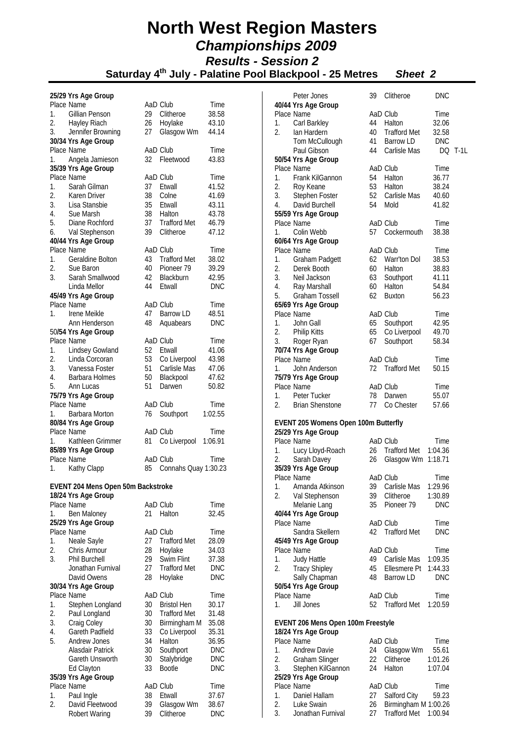# North West Region Masters

## *Championships 2009*

### *Results - Session 2*

### Saturday 4th July - Palatine Pool Blackpool - 25 Metres *Sheet 2*

**25/29 Yrs Age Group**

| Place | Name | AaD | Club | Time |
|---|---|---|---|---|
| 1. | Gillian Penson | 29 | Clitheroe | 38.58 |
| 2. | Hayley Riach | 26 | Hoylake | 43.10 |
| 3. | Jennifer Browning | 27 | Glasgow Wm | 44.14 |

**30/34 Yrs Age Group**

| Place | Name | AaD | Club | Time |
|---|---|---|---|---|
| 1. | Angela Jamieson | 32 | Fleetwood | 43.83 |

**35/39 Yrs Age Group**

| Place | Name | AaD | Club | Time |
|---|---|---|---|---|
| 1. | Sarah Gilman | 37 | Etwall | 41.52 |
| 2. | Karen Driver | 38 | Colne | 41.69 |
| 3. | Lisa Stansbie | 35 | Etwall | 43.11 |
| 4. | Sue Marsh | 38 | Halton | 43.78 |
| 5. | Diane Rochford | 37 | Trafford Met | 46.79 |
| 6. | Val Stephenson | 39 | Clitheroe | 47.12 |

**40/44 Yrs Age Group**

| Place | Name | AaD | Club | Time |
|---|---|---|---|---|
| 1. | Geraldine Bolton | 43 | Trafford Met | 38.02 |
| 2. | Sue Baron | 40 | Pioneer 79 | 39.29 |
| 3. | Sarah Smallwood | 42 | Blackburn | 42.95 |
| | Linda Mellor | 44 | Etwall | DNC |

**45/49 Yrs Age Group**

| Place | Name | AaD | Club | Time |
|---|---|---|---|---|
| 1. | Irene Meikle | 47 | Barrow LD | 48.51 |
| | Ann Henderson | 48 | Aquabears | DNC |

**50/54 Yrs Age Group**

| Place | Name | AaD | Club | Time |
|---|---|---|---|---|
| 1. | Lindsey Gowland | 52 | Etwall | 41.06 |
| 2. | Linda Corcoran | 53 | Co Liverpool | 43.98 |
| 3. | Vanessa Foster | 51 | Carlisle Mas | 47.06 |
| 4. | Barbara Holmes | 50 | Blackpool | 47.62 |
| 5. | Ann Lucas | 51 | Darwen | 50.82 |

**75/79 Yrs Age Group**

| Place | Name | AaD | Club | Time |
|---|---|---|---|---|
| 1. | Barbara Morton | 76 | Southport | 1:02.55 |

**80/84 Yrs Age Group**

| Place | Name | AaD | Club | Time |
|---|---|---|---|---|
| 1. | Kathleen Grimmer | 81 | Co Liverpool | 1:06.91 |

**85/89 Yrs Age Group**

| Place | Name | AaD | Club | Time |
|---|---|---|---|---|
| 1. | Kathy Clapp | 85 | Connahs Quay | 1:30.23 |

**EVENT 204 Mens Open 50m Backstroke**

**18/24 Yrs Age Group**

| Place | Name | AaD | Club | Time |
|---|---|---|---|---|
| 1. | Ben Maloney | 21 | Halton | 32.45 |

**25/29 Yrs Age Group**

| Place | Name | AaD | Club | Time |
|---|---|---|---|---|
| 1. | Neale Sayle | 27 | Trafford Met | 28.09 |
| 2. | Chris Armour | 28 | Hoylake | 34.03 |
| 3. | Phil Burchell | 29 | Swim Flint | 37.38 |
| | Jonathan Furnival | 27 | Trafford Met | DNC |
| | David Owens | 28 | Hoylake | DNC |

**30/34 Yrs Age Group**

| Place | Name | AaD | Club | Time |
|---|---|---|---|---|
| 1. | Stephen Longland | 30 | Bristol Hen | 30.17 |
| 2. | Paul Longland | 30 | Trafford Met | 31.48 |
| 3. | Craig Coley | 30 | Birmingham M | 35.08 |
| 4. | Gareth Padfield | 33 | Co Liverpool | 35.31 |
| 5. | Andrew Jones | 34 | Halton | 36.95 |
| | Alasdair Patrick | 30 | Southport | DNC |
| | Gareth Unsworth | 30 | Stalybridge | DNC |
| | Ed Clayton | 33 | Bootle | DNC |

**35/39 Yrs Age Group**

| Place | Name | AaD | Club | Time |
|---|---|---|---|---|
| 1. | Paul Ingle | 38 | Etwall | 37.67 |
| 2. | David Fleetwood | 39 | Glasgow Wm | 38.67 |
| | Robert Waring | 39 | Clitheroe | DNC |
| | Peter Jones | 39 | Clitheroe | DNC |

**40/44 Yrs Age Group**

| Place | Name | AaD | Club | Time |
|---|---|---|---|---|
| 1. | Carl Barkley | 44 | Halton | 32.06 |
| 2. | Ian Hardern | 40 | Trafford Met | 32.58 |
| | Tom McCullough | 41 | Barrow LD | DNC |
| | Paul Gibson | 44 | Carlisle Mas | DQ T-1L |

**50/54 Yrs Age Group**

| Place | Name | AaD | Club | Time |
|---|---|---|---|---|
| 1. | Frank KilGannon | 54 | Halton | 36.77 |
| 2. | Roy Keane | 53 | Halton | 38.24 |
| 3. | Stephen Foster | 52 | Carlisle Mas | 40.60 |
| 4. | David Burchell | 54 | Mold | 41.82 |

**55/59 Yrs Age Group**

| Place | Name | AaD | Club | Time |
|---|---|---|---|---|
| 1. | Colin Webb | 57 | Cockermouth | 38.38 |

**60/64 Yrs Age Group**

| Place | Name | AaD | Club | Time |
|---|---|---|---|---|
| 1. | Graham Padgett | 62 | Warr'ton Dol | 38.53 |
| 2. | Derek Booth | 60 | Halton | 38.83 |
| 3. | Neil Jackson | 63 | Southport | 41.11 |
| 4. | Ray Marshall | 60 | Halton | 54.84 |
| 5. | Graham Tossell | 62 | Buxton | 56.23 |

**65/69 Yrs Age Group**

| Place | Name | AaD | Club | Time |
|---|---|---|---|---|
| 1. | John Gall | 65 | Southport | 42.95 |
| 2. | Philip Kitts | 65 | Co Liverpool | 49.70 |
| 3. | Roger Ryan | 67 | Southport | 58.34 |

**70/74 Yrs Age Group**

| Place | Name | AaD | Club | Time |
|---|---|---|---|---|
| 1. | John Anderson | 72 | Trafford Met | 50.15 |

**75/79 Yrs Age Group**

| Place | Name | AaD | Club | Time |
|---|---|---|---|---|
| 1. | Peter Tucker | 78 | Darwen | 55.07 |
| 2. | Brian Shenstone | 77 | Co Chester | 57.66 |

**EVENT 205 Womens Open 100m Butterfly**

**25/29 Yrs Age Group**

| Place | Name | AaD | Club | Time |
|---|---|---|---|---|
| 1. | Lucy Lloyd-Roach | 26 | Trafford Met | 1:04.36 |
| 2. | Sarah Davey | 26 | Glasgow Wm | 1:18.71 |

**35/39 Yrs Age Group**

| Place | Name | AaD | Club | Time |
|---|---|---|---|---|
| 1. | Amanda Atkinson | 39 | Carlisle Mas | 1:29.96 |
| 2. | Val Stephenson | 39 | Clitheroe | 1:30.89 |
| | Melanie Lang | 35 | Pioneer 79 | DNC |

**40/44 Yrs Age Group**

| Place | Name | AaD | Club | Time |
|---|---|---|---|---|
| | Sandra Skellern | 42 | Trafford Met | DNC |

**45/49 Yrs Age Group**

| Place | Name | AaD | Club | Time |
|---|---|---|---|---|
| 1. | Judy Hattle | 49 | Carlisle Mas | 1:09.35 |
| 2. | Tracy Shipley | 45 | Ellesmere Pt | 1:44.33 |
| | Sally Chapman | 48 | Barrow LD | DNC |

**50/54 Yrs Age Group**

| Place | Name | AaD | Club | Time |
|---|---|---|---|---|
| 1. | Jill Jones | 52 | Trafford Met | 1:20.59 |

**EVENT 206 Mens Open 100m Freestyle**

**18/24 Yrs Age Group**

| Place | Name | AaD | Club | Time |
|---|---|---|---|---|
| 1. | Andrew Davie | 24 | Glasgow Wm | 55.61 |
| 2. | Graham Slinger | 22 | Clitheroe | 1:01.26 |
| 3. | Stephen KilGannon | 24 | Halton | 1:07.04 |

**25/29 Yrs Age Group**

| Place | Name | AaD | Club | Time |
|---|---|---|---|---|
| 1. | Daniel Hallam | 27 | Salford City | 59.23 |
| 2. | Luke Swain | 26 | Birmingham M | 1:00.26 |
| 3. | Jonathan Furnival | 27 | Trafford Met | 1:00.94 |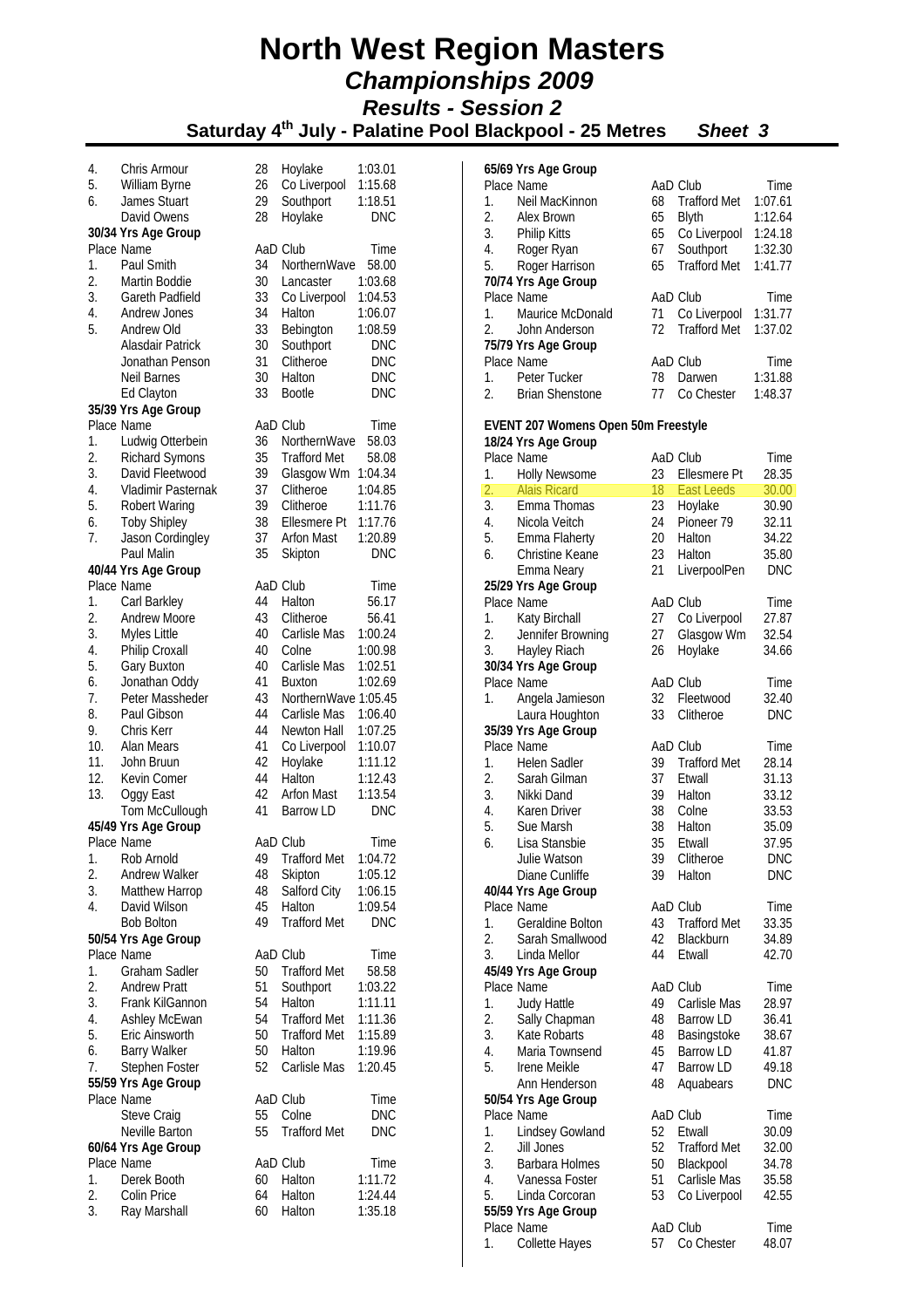# North West Region Masters

## *Championships 2009*

### *Results - Session 2*

### Saturday 4th July - Palatine Pool Blackpool - 25 Metres *Sheet 3*

| Place | Name | AaD | Club | Time |
|---|---|---|---|---|
| 4. | Chris Armour | 28 | Hoylake | 1:03.01 |
| 5. | William Byrne | 26 | Co Liverpool | 1:15.68 |
| 6. | James Stuart | 29 | Southport | 1:18.51 |
| | David Owens | 28 | Hoylake | DNC |

**30/34 Yrs Age Group**

| Place | Name | AaD | Club | Time |
|---|---|---|---|---|
| 1. | Paul Smith | 34 | NorthernWave | 58.00 |
| 2. | Martin Boddie | 30 | Lancaster | 1:03.68 |
| 3. | Gareth Padfield | 33 | Co Liverpool | 1:04.53 |
| 4. | Andrew Jones | 34 | Halton | 1:06.07 |
| 5. | Andrew Old | 33 | Bebington | 1:08.59 |
| | Alasdair Patrick | 30 | Southport | DNC |
| | Jonathan Penson | 31 | Clitheroe | DNC |
| | Neil Barnes | 30 | Halton | DNC |
| | Ed Clayton | 33 | Bootle | DNC |

**35/39 Yrs Age Group**

| Place | Name | AaD | Club | Time |
|---|---|---|---|---|
| 1. | Ludwig Otterbein | 36 | NorthernWave | 58.03 |
| 2. | Richard Symons | 35 | Trafford Met | 58.08 |
| 3. | David Fleetwood | 39 | Glasgow Wm | 1:04.34 |
| 4. | Vladimir Pasternak | 37 | Clitheroe | 1:04.85 |
| 5. | Robert Waring | 39 | Clitheroe | 1:11.76 |
| 6. | Toby Shipley | 38 | Ellesmere Pt | 1:17.76 |
| 7. | Jason Cordingley | 37 | Arfon Mast | 1:20.89 |
| | Paul Malin | 35 | Skipton | DNC |

**40/44 Yrs Age Group**

| Place | Name | AaD | Club | Time |
|---|---|---|---|---|
| 1. | Carl Barkley | 44 | Halton | 56.17 |
| 2. | Andrew Moore | 43 | Clitheroe | 56.41 |
| 3. | Myles Little | 40 | Carlisle Mas | 1:00.24 |
| 4. | Philip Croxall | 40 | Colne | 1:00.98 |
| 5. | Gary Buxton | 40 | Carlisle Mas | 1:02.51 |
| 6. | Jonathan Oddy | 41 | Buxton | 1:02.69 |
| 7. | Peter Massheder | 43 | NorthernWave | 1:05.45 |
| 8. | Paul Gibson | 44 | Carlisle Mas | 1:06.40 |
| 9. | Chris Kerr | 44 | Newton Hall | 1:07.25 |
| 10. | Alan Mears | 41 | Co Liverpool | 1:10.07 |
| 11. | John Bruun | 42 | Hoylake | 1:11.12 |
| 12. | Kevin Comer | 44 | Halton | 1:12.43 |
| 13. | Oggy East | 42 | Arfon Mast | 1:13.54 |
| | Tom McCullough | 41 | Barrow LD | DNC |

**45/49 Yrs Age Group**

| Place | Name | AaD | Club | Time |
|---|---|---|---|---|
| 1. | Rob Arnold | 49 | Trafford Met | 1:04.72 |
| 2. | Andrew Walker | 48 | Skipton | 1:05.12 |
| 3. | Matthew Harrop | 48 | Salford City | 1:06.15 |
| 4. | David Wilson | 45 | Halton | 1:09.54 |
| | Bob Bolton | 49 | Trafford Met | DNC |

**50/54 Yrs Age Group**

| Place | Name | AaD | Club | Time |
|---|---|---|---|---|
| 1. | Graham Sadler | 50 | Trafford Met | 58.58 |
| 2. | Andrew Pratt | 51 | Southport | 1:03.22 |
| 3. | Frank KilGannon | 54 | Halton | 1:11.11 |
| 4. | Ashley McEwan | 54 | Trafford Met | 1:11.36 |
| 5. | Eric Ainsworth | 50 | Trafford Met | 1:15.89 |
| 6. | Barry Walker | 50 | Halton | 1:19.96 |
| 7. | Stephen Foster | 52 | Carlisle Mas | 1:20.45 |

**55/59 Yrs Age Group**

| Place | Name | AaD | Club | Time |
|---|---|---|---|---|
| | Steve Craig | 55 | Colne | DNC |
| | Neville Barton | 55 | Trafford Met | DNC |

**60/64 Yrs Age Group**

| Place | Name | AaD | Club | Time |
|---|---|---|---|---|
| 1. | Derek Booth | 60 | Halton | 1:11.72 |
| 2. | Colin Price | 64 | Halton | 1:24.44 |
| 3. | Ray Marshall | 60 | Halton | 1:35.18 |

**65/69 Yrs Age Group**

| Place | Name | AaD | Club | Time |
|---|---|---|---|---|
| 1. | Neil MacKinnon | 68 | Trafford Met | 1:07.61 |
| 2. | Alex Brown | 65 | Blyth | 1:12.64 |
| 3. | Philip Kitts | 65 | Co Liverpool | 1:24.18 |
| 4. | Roger Ryan | 67 | Southport | 1:32.30 |
| 5. | Roger Harrison | 65 | Trafford Met | 1:41.77 |

**70/74 Yrs Age Group**

| Place | Name | AaD | Club | Time |
|---|---|---|---|---|
| 1. | Maurice McDonald | 71 | Co Liverpool | 1:31.77 |
| 2. | John Anderson | 72 | Trafford Met | 1:37.02 |

**75/79 Yrs Age Group**

| Place | Name | AaD | Club | Time |
|---|---|---|---|---|
| 1. | Peter Tucker | 78 | Darwen | 1:31.88 |
| 2. | Brian Shenstone | 77 | Co Chester | 1:48.37 |

**EVENT 207 Womens Open 50m Freestyle**

**18/24 Yrs Age Group**

| Place | Name | AaD | Club | Time |
|---|---|---|---|---|
| 1. | Holly Newsome | 23 | Ellesmere Pt | 28.35 |
| 2. | Alais Ricard | 18 | East Leeds | 30.00 |
| 3. | Emma Thomas | 23 | Hoylake | 30.90 |
| 4. | Nicola Veitch | 24 | Pioneer 79 | 32.11 |
| 5. | Emma Flaherty | 20 | Halton | 34.22 |
| 6. | Christine Keane | 23 | Halton | 35.80 |
| | Emma Neary | 21 | LiverpoolPen | DNC |

**25/29 Yrs Age Group**

| Place | Name | AaD | Club | Time |
|---|---|---|---|---|
| 1. | Katy Birchall | 27 | Co Liverpool | 27.87 |
| 2. | Jennifer Browning | 27 | Glasgow Wm | 32.54 |
| 3. | Hayley Riach | 26 | Hoylake | 34.66 |

**30/34 Yrs Age Group**

| Place | Name | AaD | Club | Time |
|---|---|---|---|---|
| 1. | Angela Jamieson | 32 | Fleetwood | 32.40 |
| | Laura Houghton | 33 | Clitheroe | DNC |

**35/39 Yrs Age Group**

| Place | Name | AaD | Club | Time |
|---|---|---|---|---|
| 1. | Helen Sadler | 39 | Trafford Met | 28.14 |
| 2. | Sarah Gilman | 37 | Etwall | 31.13 |
| 3. | Nikki Dand | 39 | Halton | 33.12 |
| 4. | Karen Driver | 38 | Colne | 33.53 |
| 5. | Sue Marsh | 38 | Halton | 35.09 |
| 6. | Lisa Stansbie | 35 | Etwall | 37.95 |
| | Julie Watson | 39 | Clitheroe | DNC |
| | Diane Cunliffe | 39 | Halton | DNC |

**40/44 Yrs Age Group**

| Place | Name | AaD | Club | Time |
|---|---|---|---|---|
| 1. | Geraldine Bolton | 43 | Trafford Met | 33.35 |
| 2. | Sarah Smallwood | 42 | Blackburn | 34.89 |
| 3. | Linda Mellor | 44 | Etwall | 42.70 |

**45/49 Yrs Age Group**

| Place | Name | AaD | Club | Time |
|---|---|---|---|---|
| 1. | Judy Hattle | 49 | Carlisle Mas | 28.97 |
| 2. | Sally Chapman | 48 | Barrow LD | 36.41 |
| 3. | Kate Robarts | 48 | Basingstoke | 38.67 |
| 4. | Maria Townsend | 45 | Barrow LD | 41.87 |
| 5. | Irene Meikle | 47 | Barrow LD | 49.18 |
| | Ann Henderson | 48 | Aquabears | DNC |

**50/54 Yrs Age Group**

| Place | Name | AaD | Club | Time |
|---|---|---|---|---|
| 1. | Lindsey Gowland | 52 | Etwall | 30.09 |
| 2. | Jill Jones | 52 | Trafford Met | 32.00 |
| 3. | Barbara Holmes | 50 | Blackpool | 34.78 |
| 4. | Vanessa Foster | 51 | Carlisle Mas | 35.58 |
| 5. | Linda Corcoran | 53 | Co Liverpool | 42.55 |

**55/59 Yrs Age Group**

| Place | Name | AaD | Club | Time |
|---|---|---|---|---|
| 1. | Collette Hayes | 57 | Co Chester | 48.07 |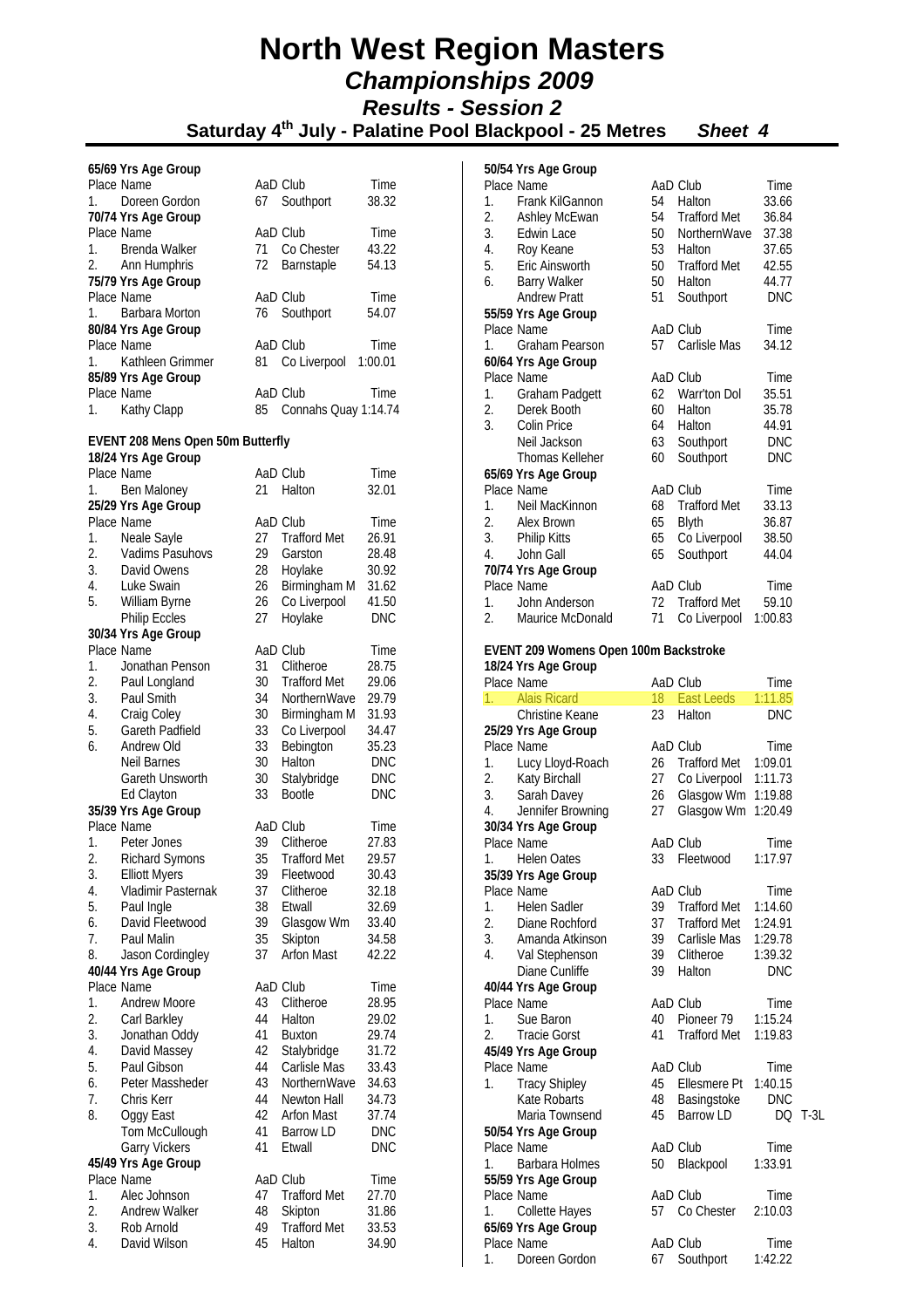# North West Region Masters

## *Championships 2009*

### *Results - Session 2*

### Saturday 4th July - Palatine Pool Blackpool - 25 Metres *Sheet 4*

**65/69 Yrs Age Group**

| Place | Name | AaD | Club | Time |
|---|---|---|---|---|
| 1. | Doreen Gordon | 67 | Southport | 38.32 |

**70/74 Yrs Age Group**

| Place | Name | AaD | Club | Time |
|---|---|---|---|---|
| 1. | Brenda Walker | 71 | Co Chester | 43.22 |
| 2. | Ann Humphris | 72 | Barnstaple | 54.13 |

**75/79 Yrs Age Group**

| Place | Name | AaD | Club | Time |
|---|---|---|---|---|
| 1. | Barbara Morton | 76 | Southport | 54.07 |

**80/84 Yrs Age Group**

| Place | Name | AaD | Club | Time |
|---|---|---|---|---|
| 1. | Kathleen Grimmer | 81 | Co Liverpool | 1:00.01 |

**85/89 Yrs Age Group**

| Place | Name | AaD | Club | Time |
|---|---|---|---|---|
| 1. | Kathy Clapp | 85 | Connahs Quay | 1:14.74 |

**EVENT 208 Mens Open 50m Butterfly**

**18/24 Yrs Age Group**

| Place | Name | AaD | Club | Time |
|---|---|---|---|---|
| 1. | Ben Maloney | 21 | Halton | 32.01 |

**25/29 Yrs Age Group**

| Place | Name | AaD | Club | Time |
|---|---|---|---|---|
| 1. | Neale Sayle | 27 | Trafford Met | 26.91 |
| 2. | Vadims Pasuhovs | 29 | Garston | 28.48 |
| 3. | David Owens | 28 | Hoylake | 30.92 |
| 4. | Luke Swain | 26 | Birmingham M | 31.62 |
| 5. | William Byrne | 26 | Co Liverpool | 41.50 |
| | Philip Eccles | 27 | Hoylake | DNC |

**30/34 Yrs Age Group**

| Place | Name | AaD | Club | Time |
|---|---|---|---|---|
| 1. | Jonathan Penson | 31 | Clitheroe | 28.75 |
| 2. | Paul Longland | 30 | Trafford Met | 29.06 |
| 3. | Paul Smith | 34 | NorthernWave | 29.79 |
| 4. | Craig Coley | 30 | Birmingham M | 31.93 |
| 5. | Gareth Padfield | 33 | Co Liverpool | 34.47 |
| 6. | Andrew Old | 33 | Bebington | 35.23 |
| | Neil Barnes | 30 | Halton | DNC |
| | Gareth Unsworth | 30 | Stalybridge | DNC |
| | Ed Clayton | 33 | Bootle | DNC |

**35/39 Yrs Age Group**

| Place | Name | AaD | Club | Time |
|---|---|---|---|---|
| 1. | Peter Jones | 39 | Clitheroe | 27.83 |
| 2. | Richard Symons | 35 | Trafford Met | 29.57 |
| 3. | Elliott Myers | 39 | Fleetwood | 30.43 |
| 4. | Vladimir Pasternak | 37 | Clitheroe | 32.18 |
| 5. | Paul Ingle | 38 | Etwall | 32.69 |
| 6. | David Fleetwood | 39 | Glasgow Wm | 33.40 |
| 7. | Paul Malin | 35 | Skipton | 34.58 |
| 8. | Jason Cordingley | 37 | Arfon Mast | 42.22 |

**40/44 Yrs Age Group**

| Place | Name | AaD | Club | Time |
|---|---|---|---|---|
| 1. | Andrew Moore | 43 | Clitheroe | 28.95 |
| 2. | Carl Barkley | 44 | Halton | 29.02 |
| 3. | Jonathan Oddy | 41 | Buxton | 29.74 |
| 4. | David Massey | 42 | Stalybridge | 31.72 |
| 5. | Paul Gibson | 44 | Carlisle Mas | 33.43 |
| 6. | Peter Massheder | 43 | NorthernWave | 34.63 |
| 7. | Chris Kerr | 44 | Newton Hall | 34.73 |
| 8. | Oggy East | 42 | Arfon Mast | 37.74 |
| | Tom McCullough | 41 | Barrow LD | DNC |
| | Garry Vickers | 41 | Etwall | DNC |

**45/49 Yrs Age Group**

| Place | Name | AaD | Club | Time |
|---|---|---|---|---|
| 1. | Alec Johnson | 47 | Trafford Met | 27.70 |
| 2. | Andrew Walker | 48 | Skipton | 31.86 |
| 3. | Rob Arnold | 49 | Trafford Met | 33.53 |
| 4. | David Wilson | 45 | Halton | 34.90 |

**50/54 Yrs Age Group**

| Place | Name | AaD | Club | Time |
|---|---|---|---|---|
| 1. | Frank KilGannon | 54 | Halton | 33.66 |
| 2. | Ashley McEwan | 54 | Trafford Met | 36.84 |
| 3. | Edwin Lace | 50 | NorthernWave | 37.38 |
| 4. | Roy Keane | 53 | Halton | 37.65 |
| 5. | Eric Ainsworth | 50 | Trafford Met | 42.55 |
| 6. | Barry Walker | 50 | Halton | 44.77 |
| | Andrew Pratt | 51 | Southport | DNC |

**55/59 Yrs Age Group**

| Place | Name | AaD | Club | Time |
|---|---|---|---|---|
| 1. | Graham Pearson | 57 | Carlisle Mas | 34.12 |

**60/64 Yrs Age Group**

| Place | Name | AaD | Club | Time |
|---|---|---|---|---|
| 1. | Graham Padgett | 62 | Warr'ton Dol | 35.51 |
| 2. | Derek Booth | 60 | Halton | 35.78 |
| 3. | Colin Price | 64 | Halton | 44.91 |
| | Neil Jackson | 63 | Southport | DNC |
| | Thomas Kelleher | 60 | Southport | DNC |

**65/69 Yrs Age Group**

| Place | Name | AaD | Club | Time |
|---|---|---|---|---|
| 1. | Neil MacKinnon | 68 | Trafford Met | 33.13 |
| 2. | Alex Brown | 65 | Blyth | 36.87 |
| 3. | Philip Kitts | 65 | Co Liverpool | 38.50 |
| 4. | John Gall | 65 | Southport | 44.04 |

**70/74 Yrs Age Group**

| Place | Name | AaD | Club | Time |
|---|---|---|---|---|
| 1. | John Anderson | 72 | Trafford Met | 59.10 |
| 2. | Maurice McDonald | 71 | Co Liverpool | 1:00.83 |

**EVENT 209 Womens Open 100m Backstroke**

**18/24 Yrs Age Group**

| Place | Name | AaD | Club | Time |
|---|---|---|---|---|
| 1. | Alais Ricard | 18 | East Leeds | 1:11.85 |
| | Christine Keane | 23 | Halton | DNC |

**25/29 Yrs Age Group**

| Place | Name | AaD | Club | Time |
|---|---|---|---|---|
| 1. | Lucy Lloyd-Roach | 26 | Trafford Met | 1:09.01 |
| 2. | Katy Birchall | 27 | Co Liverpool | 1:11.73 |
| 3. | Sarah Davey | 26 | Glasgow Wm | 1:19.88 |
| 4. | Jennifer Browning | 27 | Glasgow Wm | 1:20.49 |

**30/34 Yrs Age Group**

| Place | Name | AaD | Club | Time |
|---|---|---|---|---|
| 1. | Helen Oates | 33 | Fleetwood | 1:17.97 |

**35/39 Yrs Age Group**

| Place | Name | AaD | Club | Time |
|---|---|---|---|---|
| 1. | Helen Sadler | 39 | Trafford Met | 1:14.60 |
| 2. | Diane Rochford | 37 | Trafford Met | 1:24.91 |
| 3. | Amanda Atkinson | 39 | Carlisle Mas | 1:29.78 |
| 4. | Val Stephenson | 39 | Clitheroe | 1:39.32 |
| | Diane Cunliffe | 39 | Halton | DNC |

**40/44 Yrs Age Group**

| Place | Name | AaD | Club | Time |
|---|---|---|---|---|
| 1. | Sue Baron | 40 | Pioneer 79 | 1:15.24 |
| 2. | Tracie Gorst | 41 | Trafford Met | 1:19.83 |

**45/49 Yrs Age Group**

| Place | Name | AaD | Club | Time | |
|---|---|---|---|---|---|
| 1. | Tracy Shipley | 45 | Ellesmere Pt | 1:40.15 | |
| | Kate Robarts | 48 | Basingstoke | DNC | |
| | Maria Townsend | 45 | Barrow LD | DQ | T-3L |

**50/54 Yrs Age Group**

| Place | Name | AaD | Club | Time |
|---|---|---|---|---|
| 1. | Barbara Holmes | 50 | Blackpool | 1:33.91 |

**55/59 Yrs Age Group**

| Place | Name | AaD | Club | Time |
|---|---|---|---|---|
| 1. | Collette Hayes | 57 | Co Chester | 2:10.03 |

**65/69 Yrs Age Group**

| Place | Name | AaD | Club | Time |
|---|---|---|---|---|
| 1. | Doreen Gordon | 67 | Southport | 1:42.22 |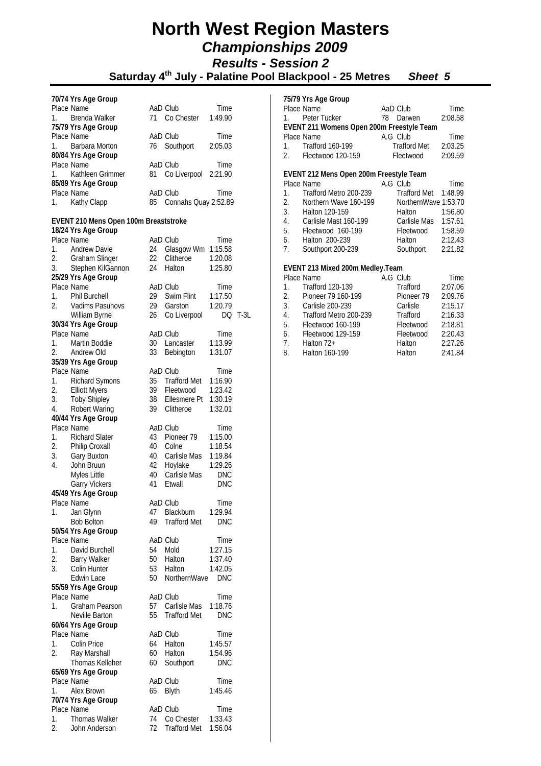# North West Region Masters

## *Championships 2009*

### *Results - Session 2*

### Saturday 4th July - Palatine Pool Blackpool - 25 Metres *Sheet 5*

**70/74 Yrs Age Group**

| Place | Name | AaD | Club | Time |
|---|---|---|---|---|
| 1. | Brenda Walker | 71 | Co Chester | 1:49.90 |

**75/79 Yrs Age Group**

| Place | Name | AaD | Club | Time |
|---|---|---|---|---|
| 1. | Barbara Morton | 76 | Southport | 2:05.03 |

**80/84 Yrs Age Group**

| Place | Name | AaD | Club | Time |
|---|---|---|---|---|
| 1. | Kathleen Grimmer | 81 | Co Liverpool | 2:21.90 |

**85/89 Yrs Age Group**

| Place | Name | AaD | Club | Time |
|---|---|---|---|---|
| 1. | Kathy Clapp | 85 | Connahs Quay | 2:52.89 |

**EVENT 210 Mens Open 100m Breaststroke**

**18/24 Yrs Age Group**

| Place | Name | AaD | Club | Time |
|---|---|---|---|---|
| 1. | Andrew Davie | 24 | Glasgow Wm | 1:15.58 |
| 2. | Graham Slinger | 22 | Clitheroe | 1:20.08 |
| 3. | Stephen KilGannon | 24 | Halton | 1:25.80 |

**25/29 Yrs Age Group**

| Place | Name | AaD | Club | Time |
|---|---|---|---|---|
| 1. | Phil Burchell | 29 | Swim Flint | 1:17.50 |
| 2. | Vadims Pasuhovs | 29 | Garston | 1:20.79 |
| | William Byrne | 26 | Co Liverpool | DQ T-3L |

**30/34 Yrs Age Group**

| Place | Name | AaD | Club | Time |
|---|---|---|---|---|
| 1. | Martin Boddie | 30 | Lancaster | 1:13.99 |
| 2. | Andrew Old | 33 | Bebington | 1:31.07 |

**35/39 Yrs Age Group**

| Place | Name | AaD | Club | Time |
|---|---|---|---|---|
| 1. | Richard Symons | 35 | Trafford Met | 1:16.90 |
| 2. | Elliott Myers | 39 | Fleetwood | 1:23.42 |
| 3. | Toby Shipley | 38 | Ellesmere Pt | 1:30.19 |
| 4. | Robert Waring | 39 | Clitheroe | 1:32.01 |

**40/44 Yrs Age Group**

| Place | Name | AaD | Club | Time |
|---|---|---|---|---|
| 1. | Richard Slater | 43 | Pioneer 79 | 1:15.00 |
| 2. | Philip Croxall | 40 | Colne | 1:18.54 |
| 3. | Gary Buxton | 40 | Carlisle Mas | 1:19.84 |
| 4. | John Bruun | 42 | Hoylake | 1:29.26 |
| | Myles Little | 40 | Carlisle Mas | DNC |
| | Garry Vickers | 41 | Etwall | DNC |

**45/49 Yrs Age Group**

| Place | Name | AaD | Club | Time |
|---|---|---|---|---|
| 1. | Jan Glynn | 47 | Blackburn | 1:29.94 |
| | Bob Bolton | 49 | Trafford Met | DNC |

**50/54 Yrs Age Group**

| Place | Name | AaD | Club | Time |
|---|---|---|---|---|
| 1. | David Burchell | 54 | Mold | 1:27.15 |
| 2. | Barry Walker | 50 | Halton | 1:37.40 |
| 3. | Colin Hunter | 53 | Halton | 1:42.05 |
| | Edwin Lace | 50 | NorthernWave | DNC |

**55/59 Yrs Age Group**

| Place | Name | AaD | Club | Time |
|---|---|---|---|---|
| 1. | Graham Pearson | 57 | Carlisle Mas | 1:18.76 |
| | Neville Barton | 55 | Trafford Met | DNC |

**60/64 Yrs Age Group**

| Place | Name | AaD | Club | Time |
|---|---|---|---|---|
| 1. | Colin Price | 64 | Halton | 1:45.57 |
| 2. | Ray Marshall | 60 | Halton | 1:54.96 |
| | Thomas Kelleher | 60 | Southport | DNC |

**65/69 Yrs Age Group**

| Place | Name | AaD | Club | Time |
|---|---|---|---|---|
| 1. | Alex Brown | 65 | Blyth | 1:45.46 |

**70/74 Yrs Age Group**

| Place | Name | AaD | Club | Time |
|---|---|---|---|---|
| 1. | Thomas Walker | 74 | Co Chester | 1:33.43 |
| 2. | John Anderson | 72 | Trafford Met | 1:56.04 |

**75/79 Yrs Age Group**

| Place | Name | AaD | Club | Time |
|---|---|---|---|---|
| 1. | Peter Tucker | 78 | Darwen | 2:08.58 |

**EVENT 211 Womens Open 200m Freestyle Team**

| Place | Name | A.G | Club | Time |
|---|---|---|---|---|
| 1. | Trafford 160-199 | | Trafford Met | 2:03.25 |
| 2. | Fleetwood 120-159 | | Fleetwood | 2:09.59 |

**EVENT 212 Mens Open 200m Freestyle Team**

| Place | Name | A.G | Club | Time |
|---|---|---|---|---|
| 1. | Trafford Metro 200-239 | | Trafford Met | 1:48.99 |
| 2. | Northern Wave 160-199 | | NorthernWave | 1:53.70 |
| 3. | Halton 120-159 | | Halton | 1:56.80 |
| 4. | Carlisle Mast 160-199 | | Carlisle Mas | 1:57.61 |
| 5. | Fleetwood 160-199 | | Fleetwood | 1:58.59 |
| 6. | Halton 200-239 | | Halton | 2:12.43 |
| 7. | Southport 200-239 | | Southport | 2:21.82 |

**EVENT 213 Mixed 200m Medley.Team**

| Place | Name | A.G | Club | Time |
|---|---|---|---|---|
| 1. | Trafford 120-139 | | Trafford | 2:07.06 |
| 2. | Pioneer 79 160-199 | | Pioneer 79 | 2:09.76 |
| 3. | Carlisle 200-239 | | Carlisle | 2:15.17 |
| 4. | Trafford Metro 200-239 | | Trafford | 2:16.33 |
| 5. | Fleetwood 160-199 | | Fleetwood | 2:18.81 |
| 6. | Fleetwood 129-159 | | Fleetwood | 2:20.43 |
| 7. | Halton 72+ | | Halton | 2:27.26 |
| 8. | Halton 160-199 | | Halton | 2:41.84 |